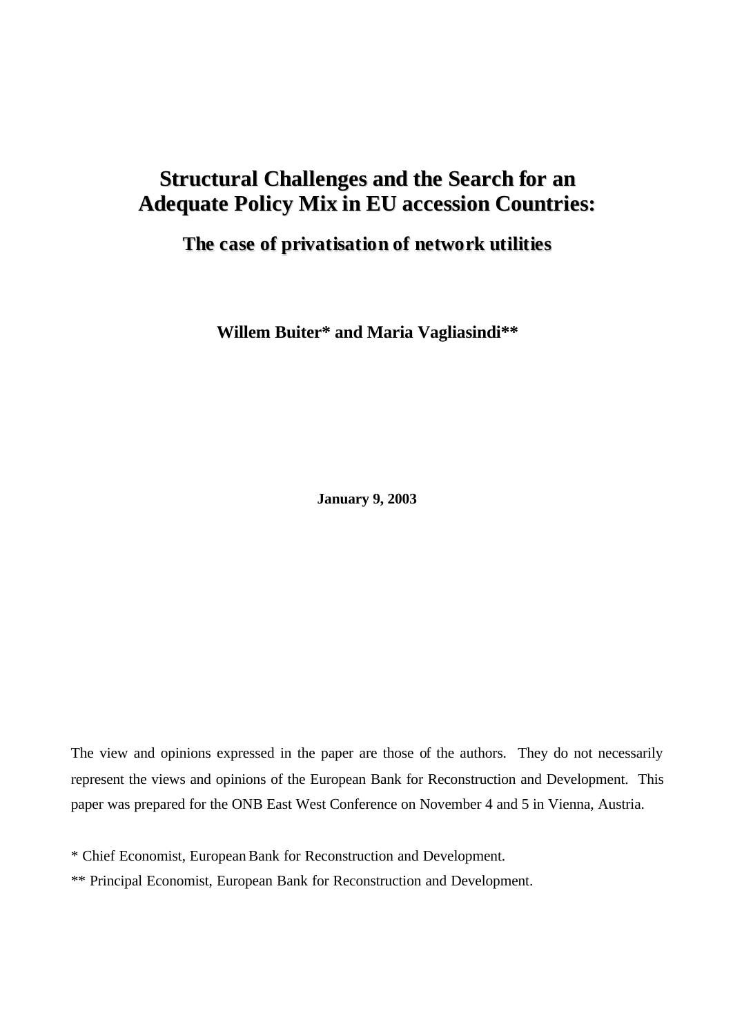# Structural Challenges and the Search for an Adequate Policy Mix in EU accession Countries:

## The case of privatisation of network utilities

**Willem Buiter\* and Maria Vagliasindi\*\***

**January 9, 2003**

The view and opinions expressed in the paper are those of the authors. They do not necessarily represent the views and opinions of the European Bank for Reconstruction and Development. This paper was prepared for the ONB East West Conference on November 4 and 5 in Vienna, Austria.

\* Chief Economist, European Bank for Reconstruction and Development.

\*\* Principal Economist, European Bank for Reconstruction and Development.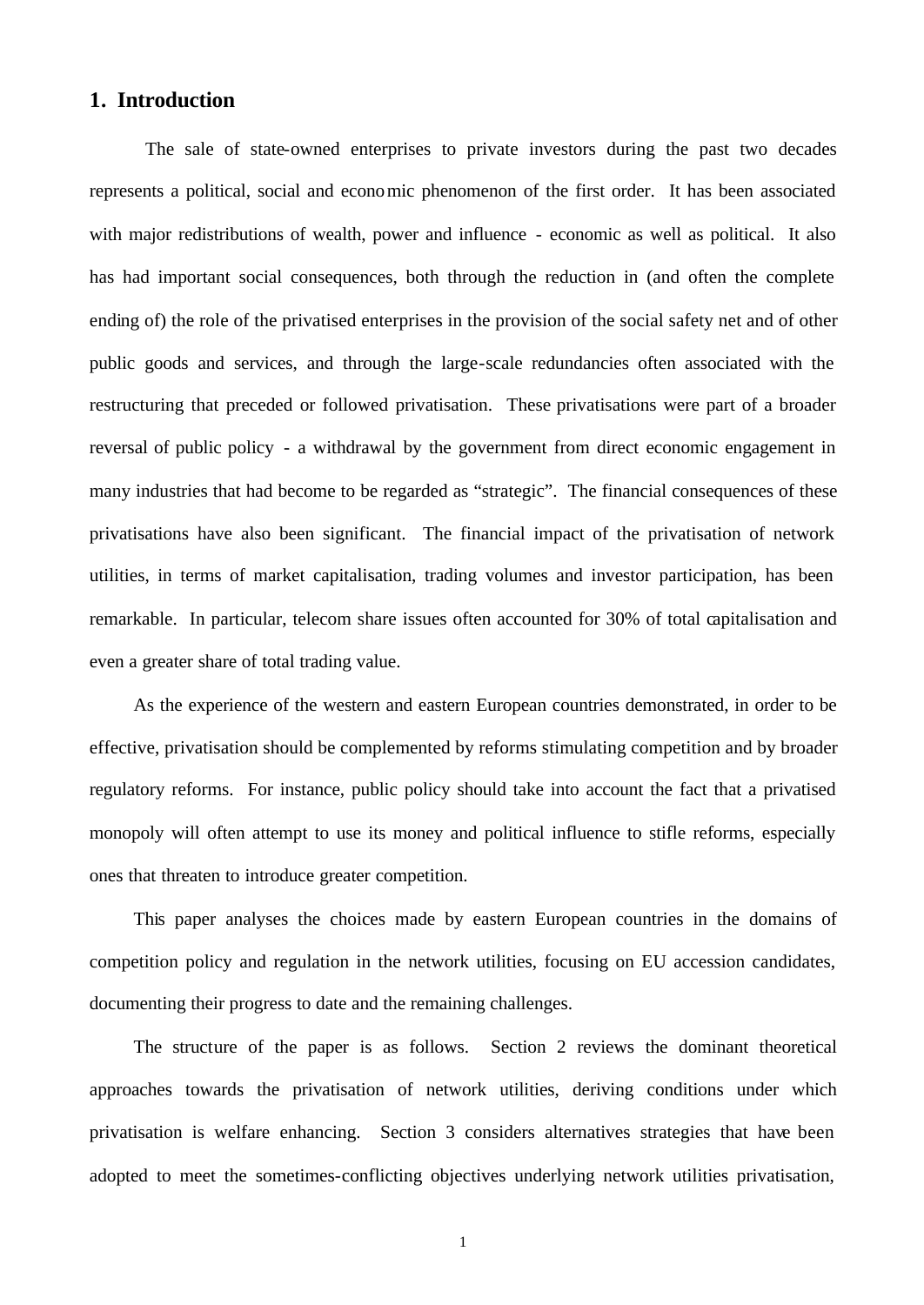## 1. Introduction

The sale of state-owned enterprises to private investors during the past two decades represents a political, social and economic phenomenon of the first order. It has been associated with major redistributions of wealth, power and influence - economic as well as political. It also has had important social consequences, both through the reduction in (and often the complete ending of) the role of the privatised enterprises in the provision of the social safety net and of other public goods and services, and through the large-scale redundancies often associated with the restructuring that preceded or followed privatisation. These privatisations were part of a broader reversal of public policy - a withdrawal by the government from direct economic engagement in many industries that had become to be regarded as "strategic". The financial consequences of these privatisations have also been significant. The financial impact of the privatisation of network utilities, in terms of market capitalisation, trading volumes and investor participation, has been remarkable. In particular, telecom share issues often accounted for 30% of total capitalisation and even a greater share of total trading value.

As the experience of the western and eastern European countries demonstrated, in order to be effective, privatisation should be complemented by reforms stimulating competition and by broader regulatory reforms. For instance, public policy should take into account the fact that a privatised monopoly will often attempt to use its money and political influence to stifle reforms, especially ones that threaten to introduce greater competition.

This paper analyses the choices made by eastern European countries in the domains of competition policy and regulation in the network utilities, focusing on EU accession candidates, documenting their progress to date and the remaining challenges.

The structure of the paper is as follows. Section 2 reviews the dominant theoretical approaches towards the privatisation of network utilities, deriving conditions under which privatisation is welfare enhancing. Section 3 considers alternatives strategies that have been adopted to meet the sometimes-conflicting objectives underlying network utilities privatisation,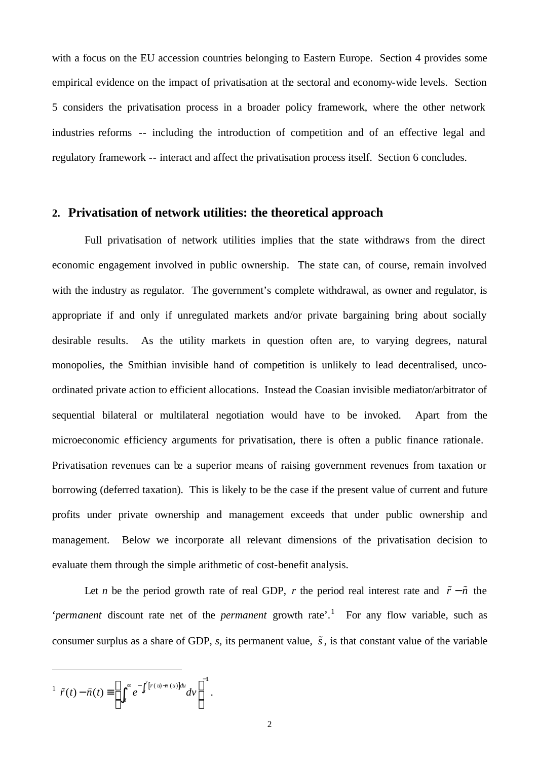with a focus on the EU accession countries belonging to Eastern Europe. Section 4 provides some empirical evidence on the impact of privatisation at the sectoral and economy-wide levels. Section 5 considers the privatisation process in a broader policy framework, where the other network industries reforms -- including the introduction of competition and of an effective legal and regulatory framework -- interact and affect the privatisation process itself. Section 6 concludes.

## 2. Privatisation of network utilities: the theoretical approach

Full privatisation of network utilities implies that the state withdraws from the direct economic engagement involved in public ownership. The state can, of course, remain involved with the industry as regulator. The government's complete withdrawal, as owner and regulator, is appropriate if and only if unregulated markets and/or private bargaining bring about socially desirable results. As the utility markets in question often are, to varying degrees, natural monopolies, the Smithian invisible hand of competition is unlikely to lead decentralised, unco-ordinated private action to efficient allocations. Instead the Coasian invisible mediator/arbitrator of sequential bilateral or multilateral negotiation would have to be invoked. Apart from the microeconomic efficiency arguments for privatisation, there is often a public finance rationale. Privatisation revenues can be a superior means of raising government revenues from taxation or borrowing (deferred taxation). This is likely to be the case if the present value of current and future profits under private ownership and management exceeds that under public ownership and management. Below we incorporate all relevant dimensions of the privatisation decision to evaluate them through the simple arithmetic of cost-benefit analysis.

Let *n* be the period growth rate of real GDP, *r* the period real interest rate and $\tilde{r}-\tilde{n}$ the '*permanent* discount rate net of the *permanent* growth rate'.[1] For any flow variable, such as consumer surplus as a share of GDP, *s*, its permanent value, $\tilde{s}$, is that constant value of the variable

---

[1] $\tilde{r}(t)-\hat{n}(t) \equiv \left[\int_t^{\infty} e^{-\int_t^v [r(u)-n(u)]du} dv\right]^{-1}$.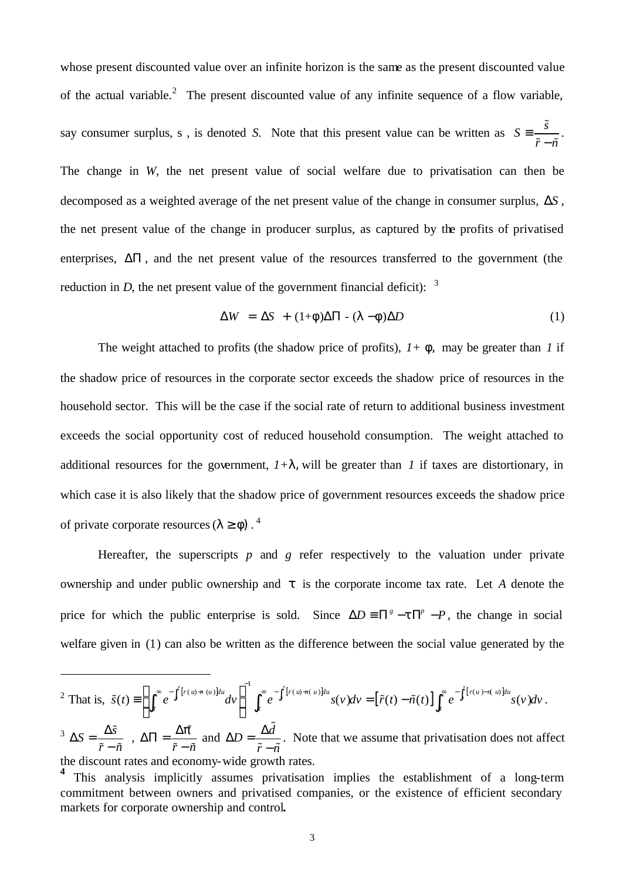whose present discounted value over an infinite horizon is the same as the present discounted value of the actual variable.[2] The present discounted value of any infinite sequence of a flow variable, say consumer surplus, s , is denoted *S*. Note that this present value can be written as $S \equiv \frac{\tilde{s}}{\tilde{r} - \tilde{n}}$.

The change in *W*, the net present value of social welfare due to privatisation can then be decomposed as a weighted average of the net present value of the change in consumer surplus, $\Delta S$, the net present value of the change in producer surplus, as captured by the profits of privatised enterprises, $\Delta \Pi$, and the net present value of the resources transferred to the government (the reduction in *D*, the net present value of the government financial deficit): [3]

$$\Delta W = \Delta S + (1+\phi)\Delta \Pi - (\lambda - \phi)\Delta D \tag{1}$$

The weight attached to profits (the shadow price of profits), $1+\phi$, may be greater than *1* if the shadow price of resources in the corporate sector exceeds the shadow price of resources in the household sector. This will be the case if the social rate of return to additional business investment exceeds the social opportunity cost of reduced household consumption. The weight attached to additional resources for the government, $1+\lambda$, will be greater than *1* if taxes are distortionary, in which case it is also likely that the shadow price of government resources exceeds the shadow price of private corporate resources $(\lambda \geq \phi)$. [4]

Hereafter, the superscripts *p* and *g* refer respectively to the valuation under private ownership and under public ownership and $\tau$ is the corporate income tax rate. Let *A* denote the price for which the public enterprise is sold. Since $\Delta D \equiv \Pi^g - \tau \Pi^p - P$, the change in social welfare given in (1) can also be written as the difference between the social value generated by the

---

[2] That is, $\tilde{s}(t) \equiv \left( \int_t^\infty e^{-\int_t^v [r(u)-n(u)]du} dv \right)^{-1} \int_t^\infty e^{-\int_t^v [r(u)-n(u)]du} s(v)dv = [\tilde{r}(t) - \tilde{n}(t)] \int_t^\infty e^{-\int_t^v [r(u)-n(u)]du} s(v)dv$.

[3] $\Delta S = \frac{\Delta \tilde{s}}{\tilde{r} - \tilde{n}}$, $\Delta \Pi = \frac{\Delta \tilde{\pi}}{\tilde{r} - \tilde{n}}$ and $\Delta D = \frac{\Delta \tilde{d}}{\tilde{r} - \tilde{n}}$. Note that we assume that privatisation does not affect the discount rates and economy-wide growth rates.

[4] This analysis implicitly assumes privatisation implies the establishment of a long-term commitment between owners and privatised companies, or the existence of efficient secondary markets for corporate ownership and control.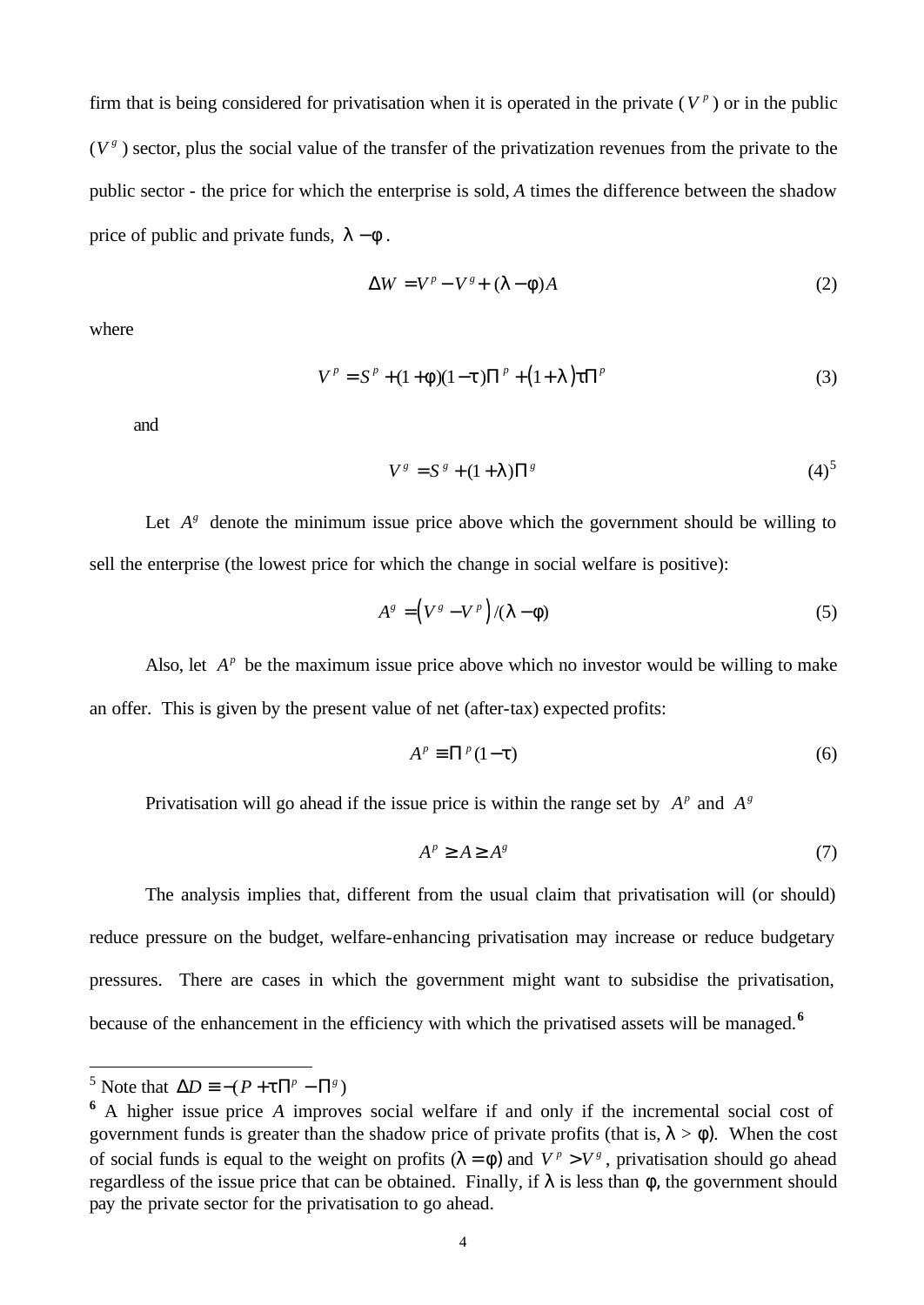firm that is being considered for privatisation when it is operated in the private ($V^p$) or in the public ($V^g$) sector, plus the social value of the transfer of the privatization revenues from the private to the public sector - the price for which the enterprise is sold, *A* times the difference between the shadow price of public and private funds, $\lambda - \phi$.

$$\Delta W = V^p - V^g + (\lambda - \phi)A \tag{2}$$

where

$$V^p = S^p + (1+\phi)(1-\tau)\Pi^p + (1+\lambda)\tau\Pi^p \tag{3}$$

and

$$V^g = S^g + (1+\lambda)\Pi^g \tag{4}$$[5]

Let $A^g$ denote the minimum issue price above which the government should be willing to sell the enterprise (the lowest price for which the change in social welfare is positive):

$$A^g = (V^g - V^p)/(\lambda - \phi) \tag{5}$$

Also, let $A^p$ be the maximum issue price above which no investor would be willing to make an offer. This is given by the present value of net (after-tax) expected profits:

$$A^p \equiv \Pi^p(1-\tau) \tag{6}$$

Privatisation will go ahead if the issue price is within the range set by $A^p$ and $A^g$

$$A^p \geq A \geq A^g \tag{7}$$

The analysis implies that, different from the usual claim that privatisation will (or should) reduce pressure on the budget, welfare-enhancing privatisation may increase or reduce budgetary pressures. There are cases in which the government might want to subsidise the privatisation, because of the enhancement in the efficiency with which the privatised assets will be managed.[6]

---

[5] Note that $\Delta D \equiv -(P + \tau\Pi^p - \Pi^g)$

[6] A higher issue price *A* improves social welfare if and only if the incremental social cost of government funds is greater than the shadow price of private profits (that is, $\lambda > \phi$). When the cost of social funds is equal to the weight on profits ($\lambda = \phi$) and $V^p > V^g$, privatisation should go ahead regardless of the issue price that can be obtained. Finally, if $\lambda$ is less than $\phi$, the government should pay the private sector for the privatisation to go ahead.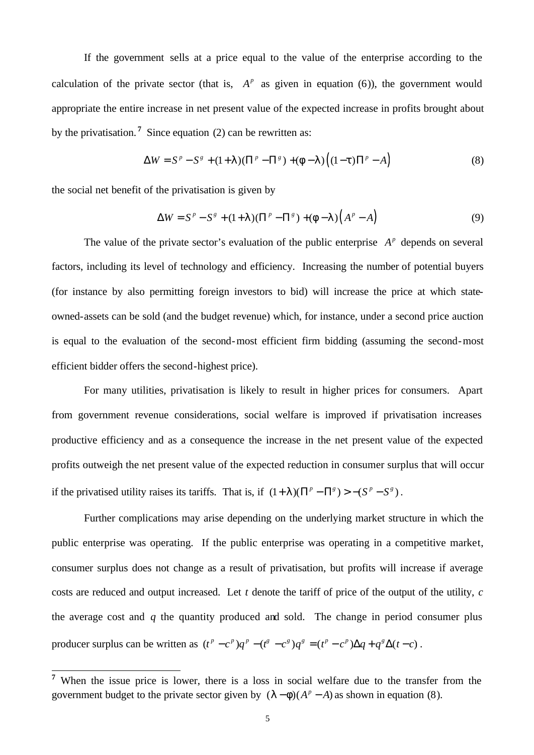If the government sells at a price equal to the value of the enterprise according to the calculation of the private sector (that is, $A^p$ as given in equation (6)), the government would appropriate the entire increase in net present value of the expected increase in profits brought about by the privatisation.[7] Since equation (2) can be rewritten as:

$$\Delta W = S^p - S^g + (1+\lambda)(\Pi^p - \Pi^g) + (\phi - \lambda)\left((1-\tau)\Pi^p - A\right) \tag{8}$$

the social net benefit of the privatisation is given by

$$\Delta W = S^p - S^g + (1+\lambda)(\Pi^p - \Pi^g) + (\phi - \lambda)\left(A^p - A\right) \tag{9}$$

The value of the private sector's evaluation of the public enterprise $A^p$ depends on several factors, including its level of technology and efficiency. Increasing the number of potential buyers (for instance by also permitting foreign investors to bid) will increase the price at which state-owned-assets can be sold (and the budget revenue) which, for instance, under a second price auction is equal to the evaluation of the second-most efficient firm bidding (assuming the second-most efficient bidder offers the second-highest price).

For many utilities, privatisation is likely to result in higher prices for consumers. Apart from government revenue considerations, social welfare is improved if privatisation increases productive efficiency and as a consequence the increase in the net present value of the expected profits outweigh the net present value of the expected reduction in consumer surplus that will occur if the privatised utility raises its tariffs. That is, if $(1+\lambda)(\Pi^p - \Pi^g) > -(S^p - S^g)$.

Further complications may arise depending on the underlying market structure in which the public enterprise was operating. If the public enterprise was operating in a competitive market, consumer surplus does not change as a result of privatisation, but profits will increase if average costs are reduced and output increased. Let $t$ denote the tariff of price of the output of the utility, $c$ the average cost and $q$ the quantity produced and sold. The change in period consumer plus producer surplus can be written as $(t^p - c^p)q^p - (t^g - c^g)q^g = (t^p - c^p)\Delta q + q^g \Delta(t - c)$.

[7] When the issue price is lower, there is a loss in social welfare due to the transfer from the government budget to the private sector given by $(\lambda - \phi)(A^p - A)$ as shown in equation (8).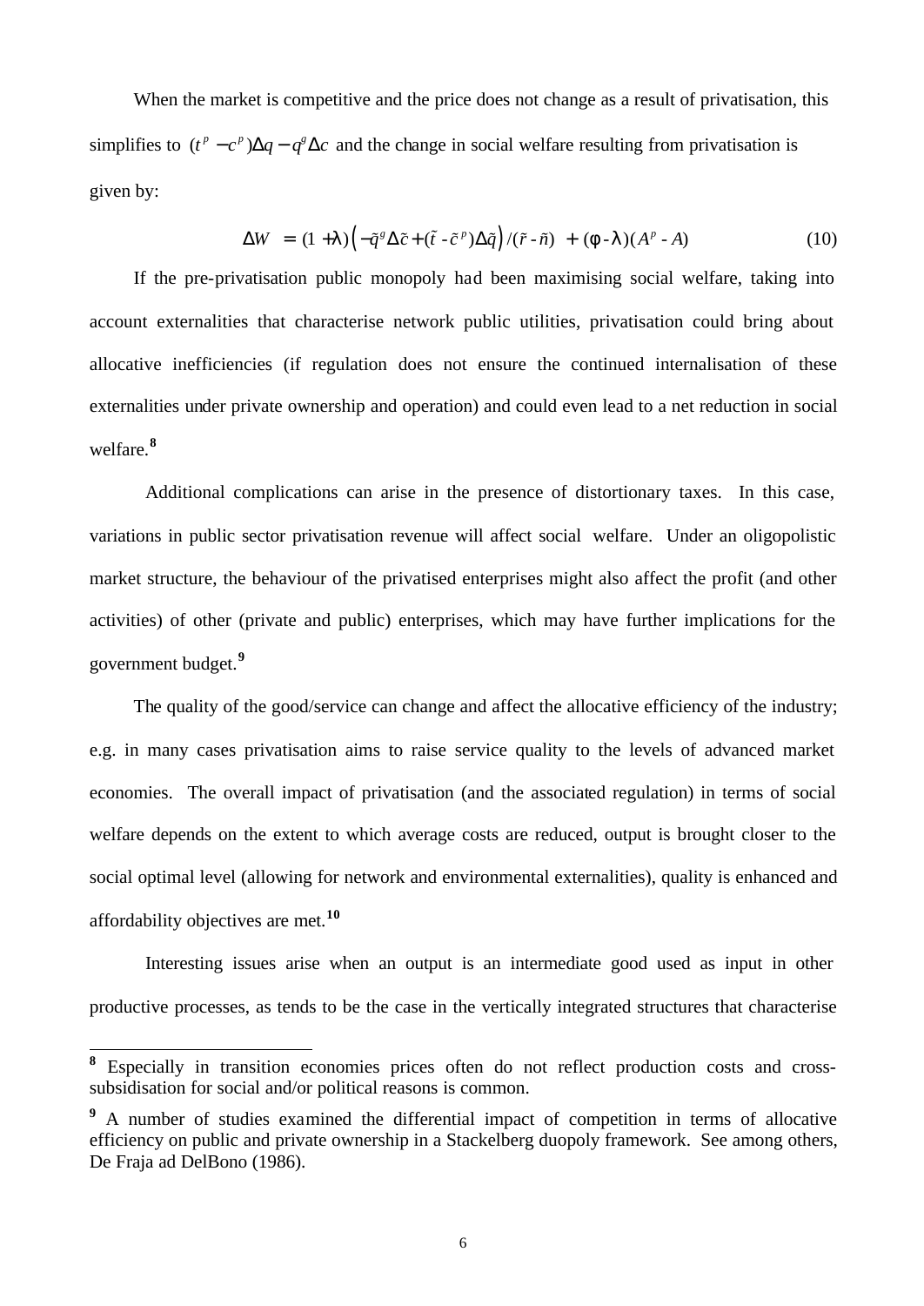When the market is competitive and the price does not change as a result of privatisation, this simplifies to $(t^p - c^p)\Delta q - q^g \Delta c$ and the change in social welfare resulting from privatisation is given by:

$$\Delta W = (1+\lambda)\left(-\tilde{q}^g \Delta\tilde{c} + (\tilde{t} - \tilde{c}^p)\Delta\tilde{q}\right)/(\tilde{r} - \tilde{n}) + (\phi - \lambda)(A^p - A) \tag{10}$$

If the pre-privatisation public monopoly had been maximising social welfare, taking into account externalities that characterise network public utilities, privatisation could bring about allocative inefficiencies (if regulation does not ensure the continued internalisation of these externalities under private ownership and operation) and could even lead to a net reduction in social welfare.[8]

Additional complications can arise in the presence of distortionary taxes. In this case, variations in public sector privatisation revenue will affect social welfare. Under an oligopolistic market structure, the behaviour of the privatised enterprises might also affect the profit (and other activities) of other (private and public) enterprises, which may have further implications for the government budget.[9]

The quality of the good/service can change and affect the allocative efficiency of the industry; e.g. in many cases privatisation aims to raise service quality to the levels of advanced market economies. The overall impact of privatisation (and the associated regulation) in terms of social welfare depends on the extent to which average costs are reduced, output is brought closer to the social optimal level (allowing for network and environmental externalities), quality is enhanced and affordability objectives are met.[10]

Interesting issues arise when an output is an intermediate good used as input in other productive processes, as tends to be the case in the vertically integrated structures that characterise

---

[8] Especially in transition economies prices often do not reflect production costs and cross-subsidisation for social and/or political reasons is common.

[9] A number of studies examined the differential impact of competition in terms of allocative efficiency on public and private ownership in a Stackelberg duopoly framework. See among others, De Fraja ad DelBono (1986).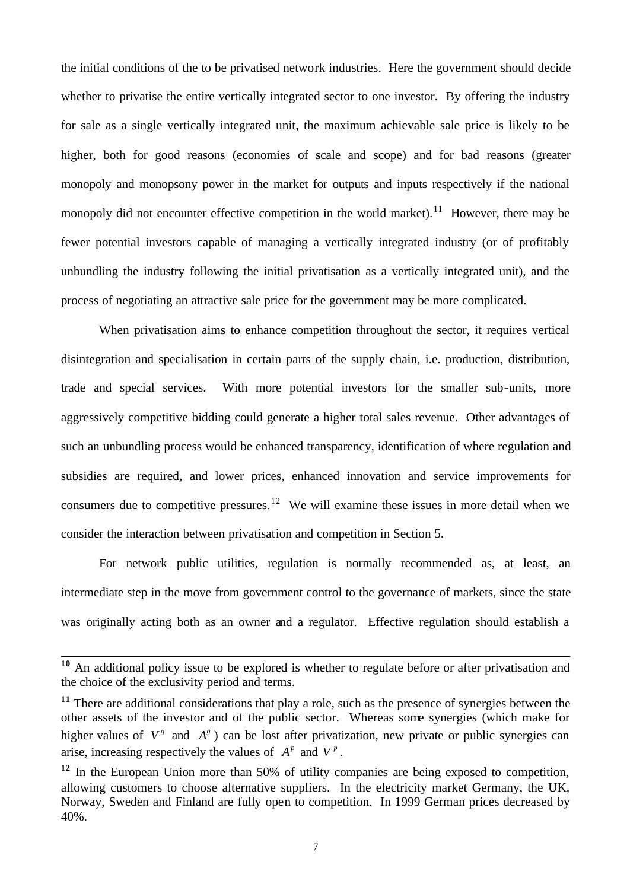the initial conditions of the to be privatised network industries. Here the government should decide whether to privatise the entire vertically integrated sector to one investor. By offering the industry for sale as a single vertically integrated unit, the maximum achievable sale price is likely to be higher, both for good reasons (economies of scale and scope) and for bad reasons (greater monopoly and monopsony power in the market for outputs and inputs respectively if the national monopoly did not encounter effective competition in the world market).[11] However, there may be fewer potential investors capable of managing a vertically integrated industry (or of profitably unbundling the industry following the initial privatisation as a vertically integrated unit), and the process of negotiating an attractive sale price for the government may be more complicated.

When privatisation aims to enhance competition throughout the sector, it requires vertical disintegration and specialisation in certain parts of the supply chain, i.e. production, distribution, trade and special services. With more potential investors for the smaller sub-units, more aggressively competitive bidding could generate a higher total sales revenue. Other advantages of such an unbundling process would be enhanced transparency, identification of where regulation and subsidies are required, and lower prices, enhanced innovation and service improvements for consumers due to competitive pressures.[12] We will examine these issues in more detail when we consider the interaction between privatisation and competition in Section 5.

For network public utilities, regulation is normally recommended as, at least, an intermediate step in the move from government control to the governance of markets, since the state was originally acting both as an owner and a regulator. Effective regulation should establish a

---

**10** An additional policy issue to be explored is whether to regulate before or after privatisation and the choice of the exclusivity period and terms.

**11** There are additional considerations that play a role, such as the presence of synergies between the other assets of the investor and of the public sector. Whereas some synergies (which make for higher values of $V^g$ and $A^g$) can be lost after privatization, new private or public synergies can arise, increasing respectively the values of $A^p$ and $V^p$.

**12** In the European Union more than 50% of utility companies are being exposed to competition, allowing customers to choose alternative suppliers. In the electricity market Germany, the UK, Norway, Sweden and Finland are fully open to competition. In 1999 German prices decreased by 40%.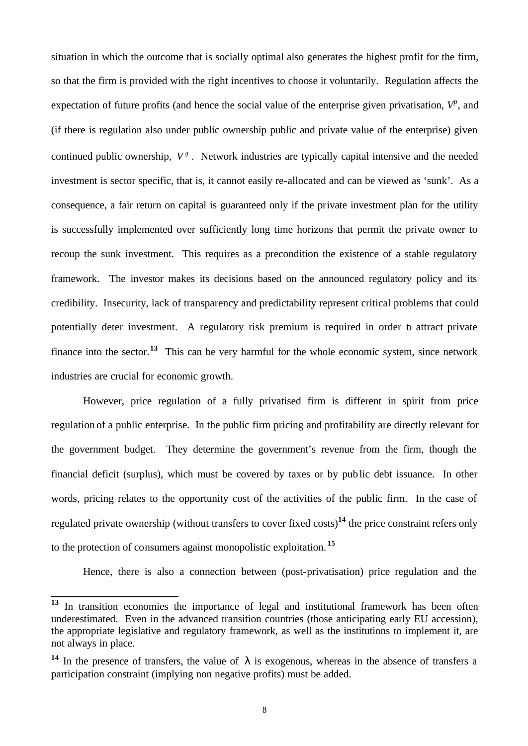situation in which the outcome that is socially optimal also generates the highest profit for the firm, so that the firm is provided with the right incentives to choose it voluntarily. Regulation affects the expectation of future profits (and hence the social value of the enterprise given privatisation, $V^p$, and (if there is regulation also under public ownership public and private value of the enterprise) given continued public ownership, $V^g$. Network industries are typically capital intensive and the needed investment is sector specific, that is, it cannot easily re-allocated and can be viewed as 'sunk'. As a consequence, a fair return on capital is guaranteed only if the private investment plan for the utility is successfully implemented over sufficiently long time horizons that permit the private owner to recoup the sunk investment. This requires as a precondition the existence of a stable regulatory framework. The investor makes its decisions based on the announced regulatory policy and its credibility. Insecurity, lack of transparency and predictability represent critical problems that could potentially deter investment. A regulatory risk premium is required in order to attract private finance into the sector.[13] This can be very harmful for the whole economic system, since network industries are crucial for economic growth.

However, price regulation of a fully privatised firm is different in spirit from price regulation of a public enterprise. In the public firm pricing and profitability are directly relevant for the government budget. They determine the government's revenue from the firm, though the financial deficit (surplus), which must be covered by taxes or by public debt issuance. In other words, pricing relates to the opportunity cost of the activities of the public firm. In the case of regulated private ownership (without transfers to cover fixed costs)[14] the price constraint refers only to the protection of consumers against monopolistic exploitation.[15]

Hence, there is also a connection between (post-privatisation) price regulation and the

---

[13] In transition economies the importance of legal and institutional framework has been often underestimated. Even in the advanced transition countries (those anticipating early EU accession), the appropriate legislative and regulatory framework, as well as the institutions to implement it, are not always in place.

[14] In the presence of transfers, the value of $\lambda$ is exogenous, whereas in the absence of transfers a participation constraint (implying non negative profits) must be added.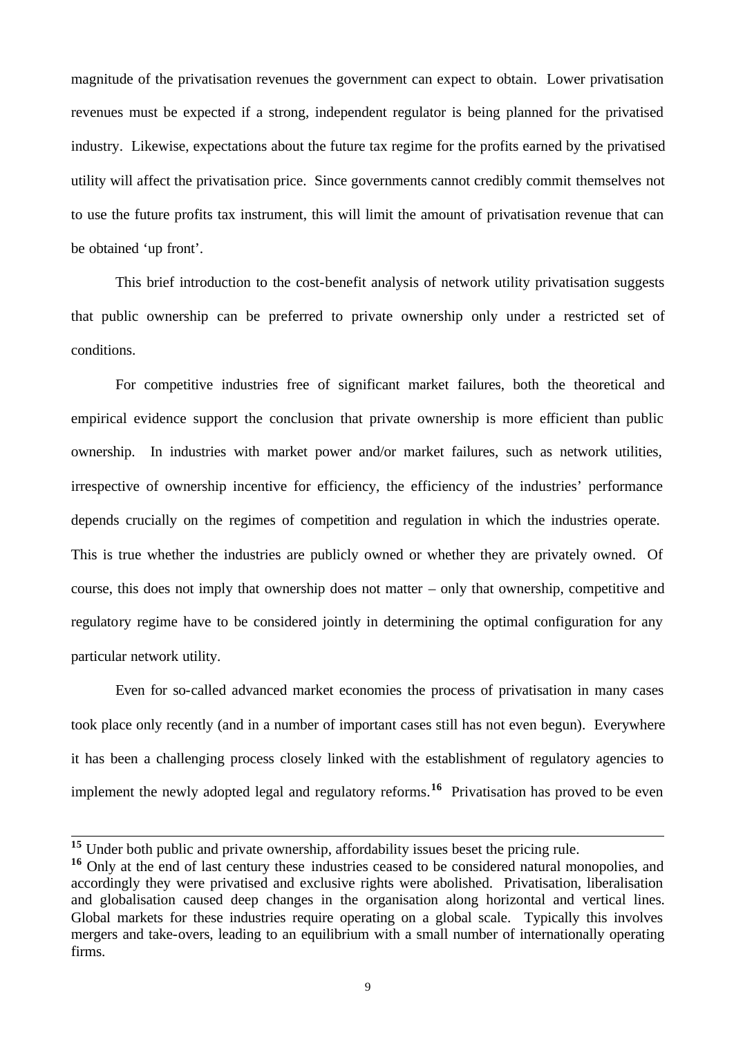magnitude of the privatisation revenues the government can expect to obtain. Lower privatisation revenues must be expected if a strong, independent regulator is being planned for the privatised industry. Likewise, expectations about the future tax regime for the profits earned by the privatised utility will affect the privatisation price. Since governments cannot credibly commit themselves not to use the future profits tax instrument, this will limit the amount of privatisation revenue that can be obtained 'up front'.

This brief introduction to the cost-benefit analysis of network utility privatisation suggests that public ownership can be preferred to private ownership only under a restricted set of conditions.

For competitive industries free of significant market failures, both the theoretical and empirical evidence support the conclusion that private ownership is more efficient than public ownership. In industries with market power and/or market failures, such as network utilities, irrespective of ownership incentive for efficiency, the efficiency of the industries' performance depends crucially on the regimes of competition and regulation in which the industries operate. This is true whether the industries are publicly owned or whether they are privately owned. Of course, this does not imply that ownership does not matter – only that ownership, competitive and regulatory regime have to be considered jointly in determining the optimal configuration for any particular network utility.

Even for so-called advanced market economies the process of privatisation in many cases took place only recently (and in a number of important cases still has not even begun). Everywhere it has been a challenging process closely linked with the establishment of regulatory agencies to implement the newly adopted legal and regulatory reforms.[16] Privatisation has proved to be even

---

[15] Under both public and private ownership, affordability issues beset the pricing rule.

[16] Only at the end of last century these industries ceased to be considered natural monopolies, and accordingly they were privatised and exclusive rights were abolished. Privatisation, liberalisation and globalisation caused deep changes in the organisation along horizontal and vertical lines. Global markets for these industries require operating on a global scale. Typically this involves mergers and take-overs, leading to an equilibrium with a small number of internationally operating firms.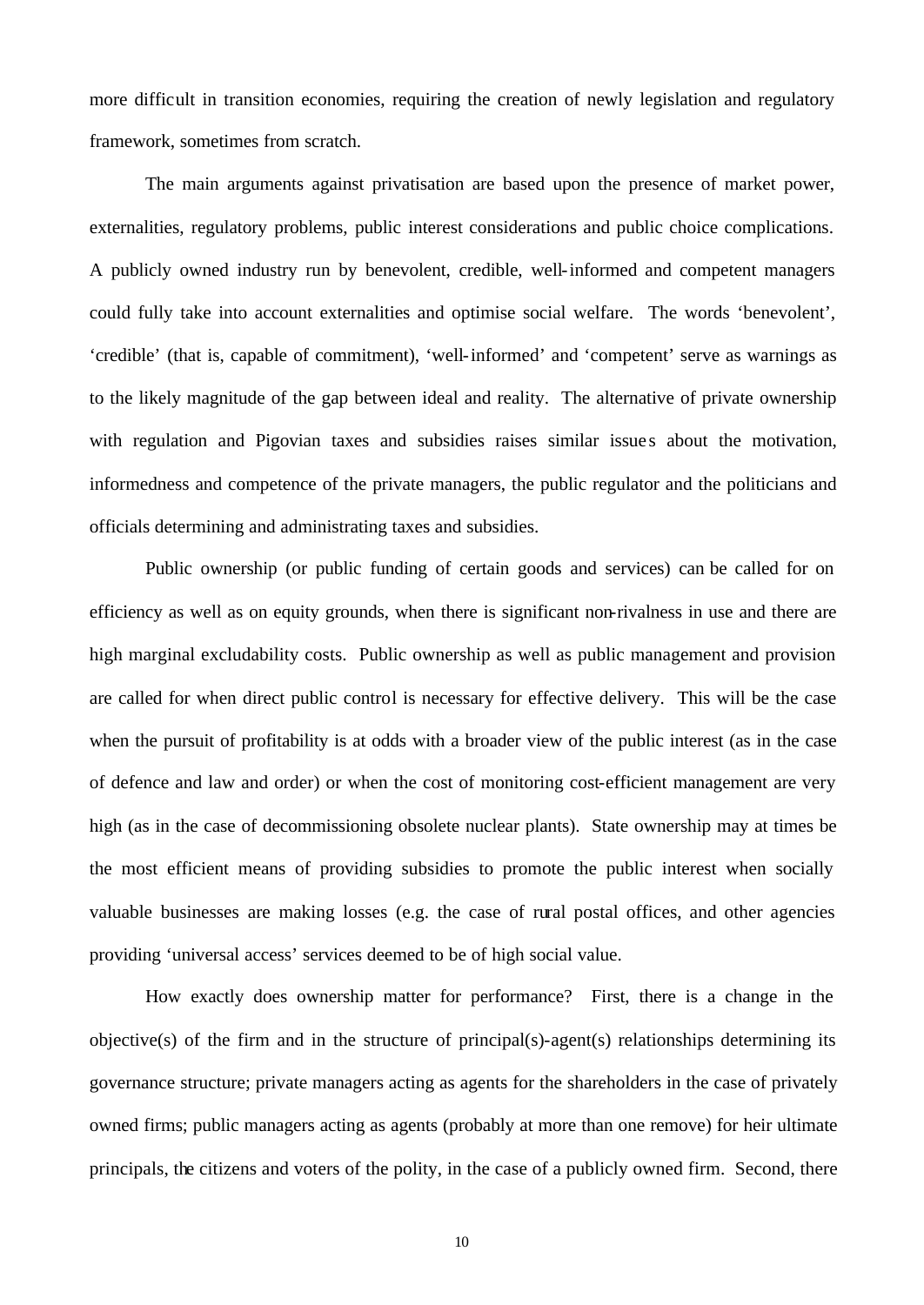more difficult in transition economies, requiring the creation of newly legislation and regulatory framework, sometimes from scratch.

The main arguments against privatisation are based upon the presence of market power, externalities, regulatory problems, public interest considerations and public choice complications. A publicly owned industry run by benevolent, credible, well-informed and competent managers could fully take into account externalities and optimise social welfare. The words 'benevolent', 'credible' (that is, capable of commitment), 'well-informed' and 'competent' serve as warnings as to the likely magnitude of the gap between ideal and reality. The alternative of private ownership with regulation and Pigovian taxes and subsidies raises similar issues about the motivation, informedness and competence of the private managers, the public regulator and the politicians and officials determining and administrating taxes and subsidies.

Public ownership (or public funding of certain goods and services) can be called for on efficiency as well as on equity grounds, when there is significant non-rivalness in use and there are high marginal excludability costs. Public ownership as well as public management and provision are called for when direct public control is necessary for effective delivery. This will be the case when the pursuit of profitability is at odds with a broader view of the public interest (as in the case of defence and law and order) or when the cost of monitoring cost-efficient management are very high (as in the case of decommissioning obsolete nuclear plants). State ownership may at times be the most efficient means of providing subsidies to promote the public interest when socially valuable businesses are making losses (e.g. the case of rural postal offices, and other agencies providing 'universal access' services deemed to be of high social value.

How exactly does ownership matter for performance? First, there is a change in the objective(s) of the firm and in the structure of principal(s)-agent(s) relationships determining its governance structure; private managers acting as agents for the shareholders in the case of privately owned firms; public managers acting as agents (probably at more than one remove) for heir ultimate principals, the citizens and voters of the polity, in the case of a publicly owned firm. Second, there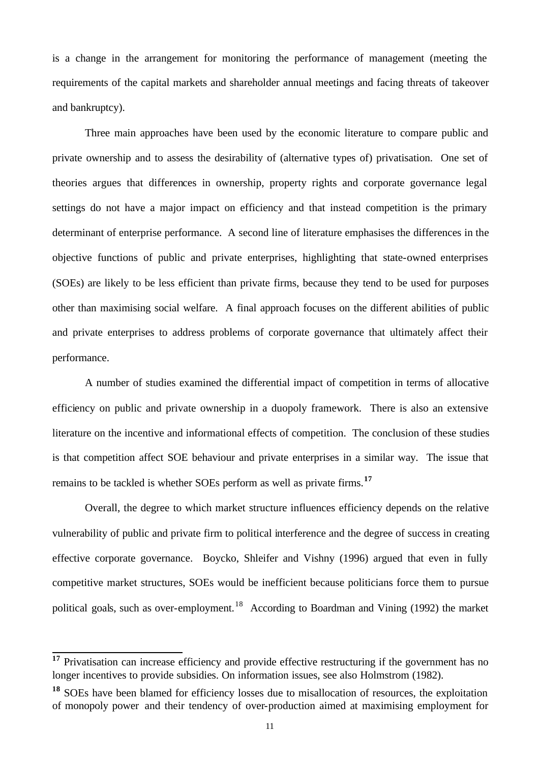is a change in the arrangement for monitoring the performance of management (meeting the requirements of the capital markets and shareholder annual meetings and facing threats of takeover and bankruptcy).

Three main approaches have been used by the economic literature to compare public and private ownership and to assess the desirability of (alternative types of) privatisation. One set of theories argues that differences in ownership, property rights and corporate governance legal settings do not have a major impact on efficiency and that instead competition is the primary determinant of enterprise performance. A second line of literature emphasises the differences in the objective functions of public and private enterprises, highlighting that state-owned enterprises (SOEs) are likely to be less efficient than private firms, because they tend to be used for purposes other than maximising social welfare. A final approach focuses on the different abilities of public and private enterprises to address problems of corporate governance that ultimately affect their performance.

A number of studies examined the differential impact of competition in terms of allocative efficiency on public and private ownership in a duopoly framework. There is also an extensive literature on the incentive and informational effects of competition. The conclusion of these studies is that competition affect SOE behaviour and private enterprises in a similar way. The issue that remains to be tackled is whether SOEs perform as well as private firms.[17]

Overall, the degree to which market structure influences efficiency depends on the relative vulnerability of public and private firm to political interference and the degree of success in creating effective corporate governance. Boycko, Shleifer and Vishny (1996) argued that even in fully competitive market structures, SOEs would be inefficient because politicians force them to pursue political goals, such as over-employment.[18] According to Boardman and Vining (1992) the market

---

[17] Privatisation can increase efficiency and provide effective restructuring if the government has no longer incentives to provide subsidies. On information issues, see also Holmstrom (1982).

[18] SOEs have been blamed for efficiency losses due to misallocation of resources, the exploitation of monopoly power and their tendency of over-production aimed at maximising employment for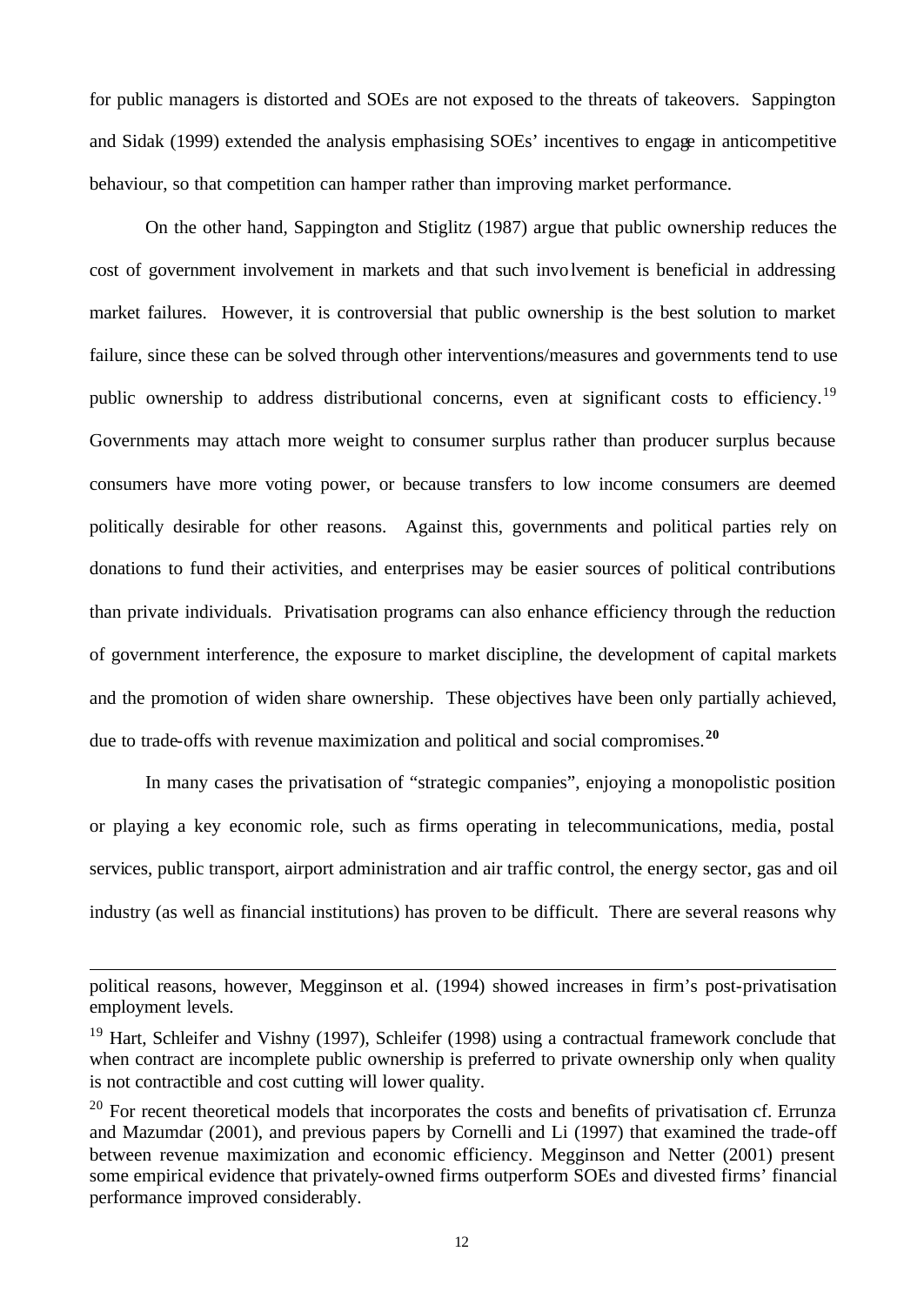for public managers is distorted and SOEs are not exposed to the threats of takeovers. Sappington and Sidak (1999) extended the analysis emphasising SOEs' incentives to engage in anticompetitive behaviour, so that competition can hamper rather than improving market performance.

On the other hand, Sappington and Stiglitz (1987) argue that public ownership reduces the cost of government involvement in markets and that such involvement is beneficial in addressing market failures. However, it is controversial that public ownership is the best solution to market failure, since these can be solved through other interventions/measures and governments tend to use public ownership to address distributional concerns, even at significant costs to efficiency.[19] Governments may attach more weight to consumer surplus rather than producer surplus because consumers have more voting power, or because transfers to low income consumers are deemed politically desirable for other reasons. Against this, governments and political parties rely on donations to fund their activities, and enterprises may be easier sources of political contributions than private individuals. Privatisation programs can also enhance efficiency through the reduction of government interference, the exposure to market discipline, the development of capital markets and the promotion of widen share ownership. These objectives have been only partially achieved, due to trade-offs with revenue maximization and political and social compromises.[20]

In many cases the privatisation of "strategic companies", enjoying a monopolistic position or playing a key economic role, such as firms operating in telecommunications, media, postal services, public transport, airport administration and air traffic control, the energy sector, gas and oil industry (as well as financial institutions) has proven to be difficult. There are several reasons why

---

political reasons, however, Megginson et al. (1994) showed increases in firm's post-privatisation employment levels.

[19] Hart, Schleifer and Vishny (1997), Schleifer (1998) using a contractual framework conclude that when contract are incomplete public ownership is preferred to private ownership only when quality is not contractible and cost cutting will lower quality.

[20] For recent theoretical models that incorporates the costs and benefits of privatisation cf. Errunza and Mazumdar (2001), and previous papers by Cornelli and Li (1997) that examined the trade-off between revenue maximization and economic efficiency. Megginson and Netter (2001) present some empirical evidence that privately-owned firms outperform SOEs and divested firms' financial performance improved considerably.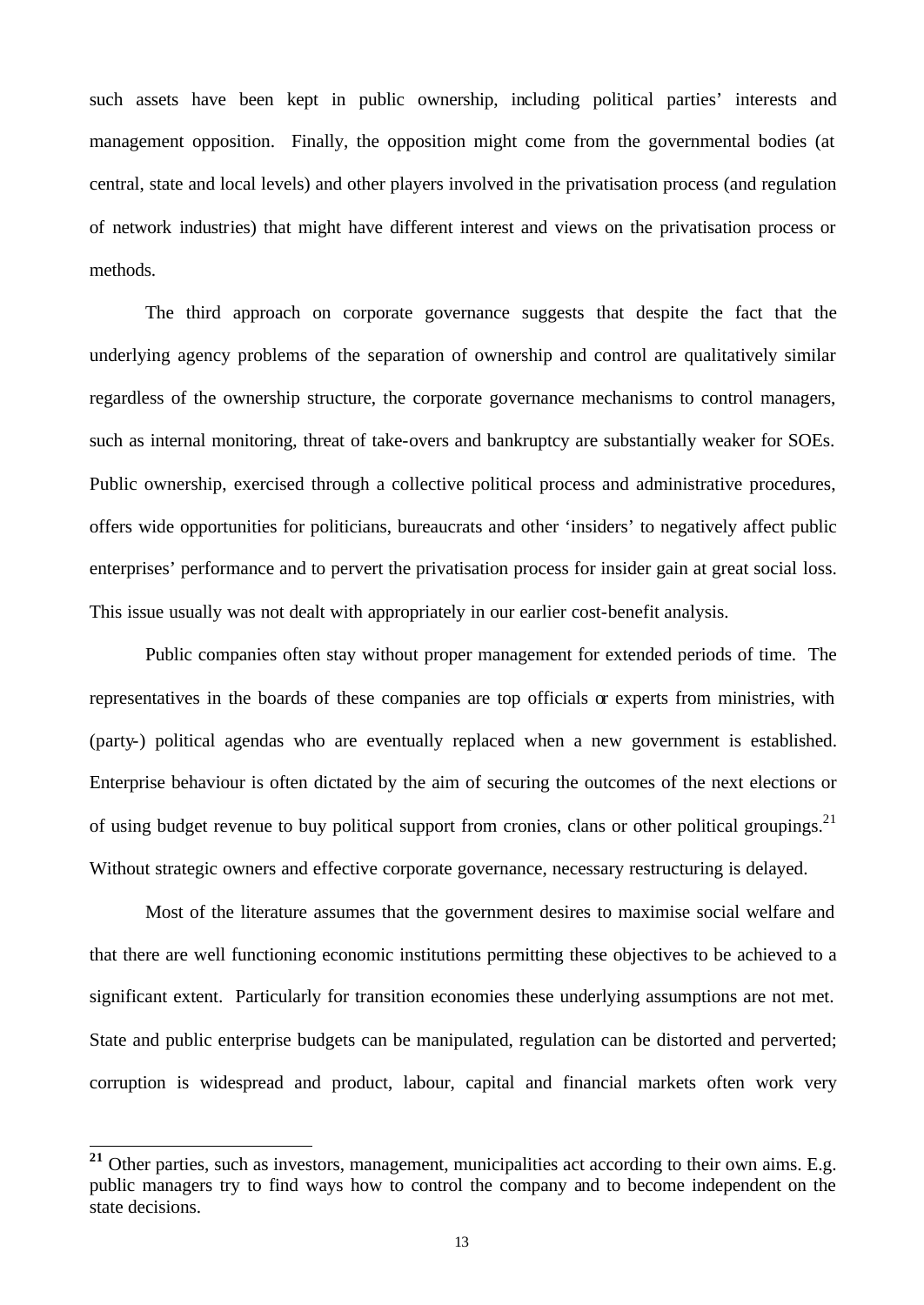such assets have been kept in public ownership, including political parties' interests and management opposition. Finally, the opposition might come from the governmental bodies (at central, state and local levels) and other players involved in the privatisation process (and regulation of network industries) that might have different interest and views on the privatisation process or methods.

The third approach on corporate governance suggests that despite the fact that the underlying agency problems of the separation of ownership and control are qualitatively similar regardless of the ownership structure, the corporate governance mechanisms to control managers, such as internal monitoring, threat of take-overs and bankruptcy are substantially weaker for SOEs. Public ownership, exercised through a collective political process and administrative procedures, offers wide opportunities for politicians, bureaucrats and other 'insiders' to negatively affect public enterprises' performance and to pervert the privatisation process for insider gain at great social loss. This issue usually was not dealt with appropriately in our earlier cost-benefit analysis.

Public companies often stay without proper management for extended periods of time. The representatives in the boards of these companies are top officials or experts from ministries, with (party-) political agendas who are eventually replaced when a new government is established. Enterprise behaviour is often dictated by the aim of securing the outcomes of the next elections or of using budget revenue to buy political support from cronies, clans or other political groupings.[21] Without strategic owners and effective corporate governance, necessary restructuring is delayed.

Most of the literature assumes that the government desires to maximise social welfare and that there are well functioning economic institutions permitting these objectives to be achieved to a significant extent. Particularly for transition economies these underlying assumptions are not met. State and public enterprise budgets can be manipulated, regulation can be distorted and perverted; corruption is widespread and product, labour, capital and financial markets often work very

---

[21] Other parties, such as investors, management, municipalities act according to their own aims. E.g. public managers try to find ways how to control the company and to become independent on the state decisions.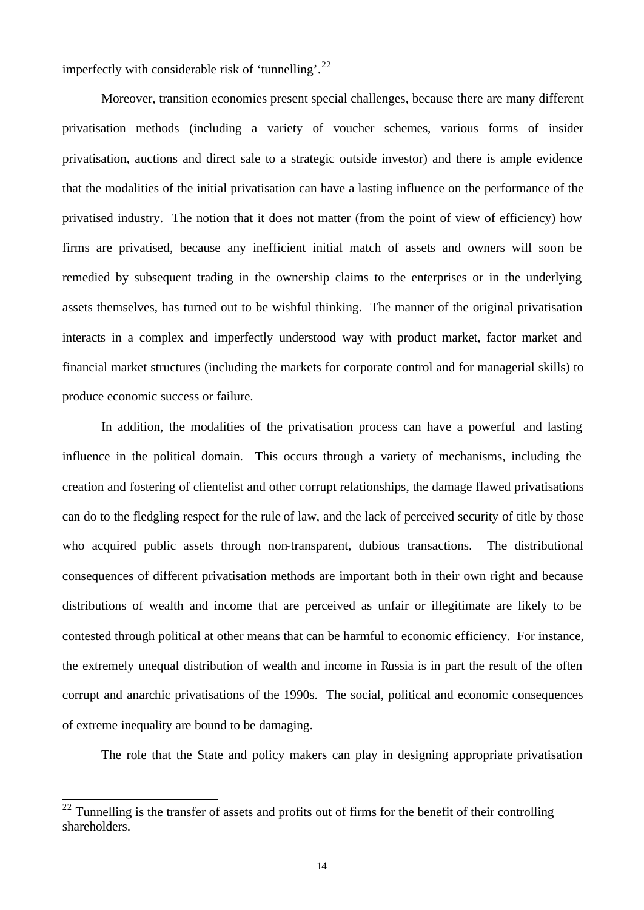imperfectly with considerable risk of 'tunnelling'.[22]

Moreover, transition economies present special challenges, because there are many different privatisation methods (including a variety of voucher schemes, various forms of insider privatisation, auctions and direct sale to a strategic outside investor) and there is ample evidence that the modalities of the initial privatisation can have a lasting influence on the performance of the privatised industry. The notion that it does not matter (from the point of view of efficiency) how firms are privatised, because any inefficient initial match of assets and owners will soon be remedied by subsequent trading in the ownership claims to the enterprises or in the underlying assets themselves, has turned out to be wishful thinking. The manner of the original privatisation interacts in a complex and imperfectly understood way with product market, factor market and financial market structures (including the markets for corporate control and for managerial skills) to produce economic success or failure.

In addition, the modalities of the privatisation process can have a powerful and lasting influence in the political domain. This occurs through a variety of mechanisms, including the creation and fostering of clientelist and other corrupt relationships, the damage flawed privatisations can do to the fledgling respect for the rule of law, and the lack of perceived security of title by those who acquired public assets through non-transparent, dubious transactions. The distributional consequences of different privatisation methods are important both in their own right and because distributions of wealth and income that are perceived as unfair or illegitimate are likely to be contested through political at other means that can be harmful to economic efficiency. For instance, the extremely unequal distribution of wealth and income in Russia is in part the result of the often corrupt and anarchic privatisations of the 1990s. The social, political and economic consequences of extreme inequality are bound to be damaging.

The role that the State and policy makers can play in designing appropriate privatisation

---

[22] Tunnelling is the transfer of assets and profits out of firms for the benefit of their controlling shareholders.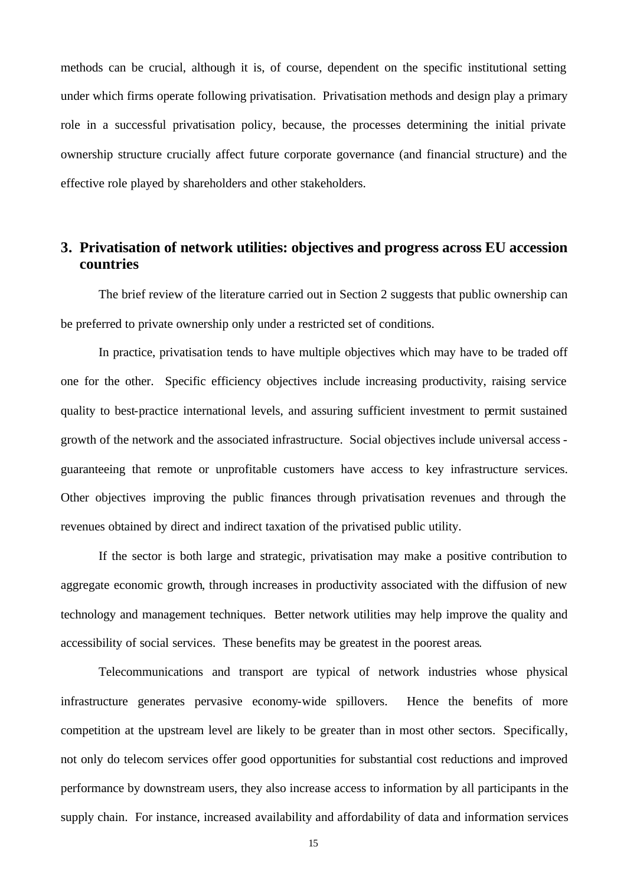methods can be crucial, although it is, of course, dependent on the specific institutional setting under which firms operate following privatisation. Privatisation methods and design play a primary role in a successful privatisation policy, because, the processes determining the initial private ownership structure crucially affect future corporate governance (and financial structure) and the effective role played by shareholders and other stakeholders.

## 3. Privatisation of network utilities: objectives and progress across EU accession countries

The brief review of the literature carried out in Section 2 suggests that public ownership can be preferred to private ownership only under a restricted set of conditions.

In practice, privatisation tends to have multiple objectives which may have to be traded off one for the other. Specific efficiency objectives include increasing productivity, raising service quality to best-practice international levels, and assuring sufficient investment to permit sustained growth of the network and the associated infrastructure. Social objectives include universal access - guaranteeing that remote or unprofitable customers have access to key infrastructure services. Other objectives improving the public finances through privatisation revenues and through the revenues obtained by direct and indirect taxation of the privatised public utility.

If the sector is both large and strategic, privatisation may make a positive contribution to aggregate economic growth, through increases in productivity associated with the diffusion of new technology and management techniques. Better network utilities may help improve the quality and accessibility of social services. These benefits may be greatest in the poorest areas.

Telecommunications and transport are typical of network industries whose physical infrastructure generates pervasive economy-wide spillovers. Hence the benefits of more competition at the upstream level are likely to be greater than in most other sectors. Specifically, not only do telecom services offer good opportunities for substantial cost reductions and improved performance by downstream users, they also increase access to information by all participants in the supply chain. For instance, increased availability and affordability of data and information services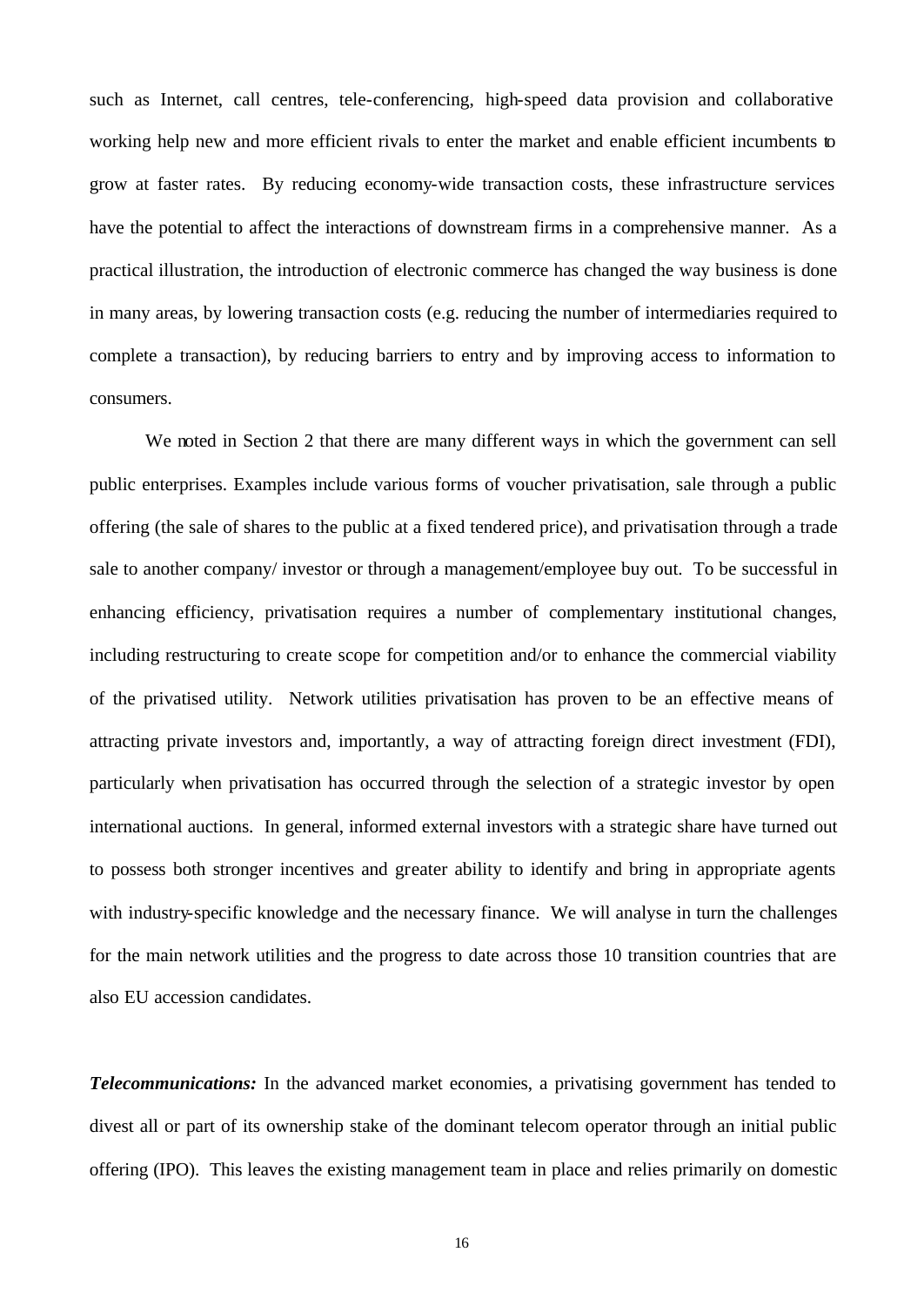such as Internet, call centres, tele-conferencing, high-speed data provision and collaborative working help new and more efficient rivals to enter the market and enable efficient incumbents to grow at faster rates. By reducing economy-wide transaction costs, these infrastructure services have the potential to affect the interactions of downstream firms in a comprehensive manner. As a practical illustration, the introduction of electronic commerce has changed the way business is done in many areas, by lowering transaction costs (e.g. reducing the number of intermediaries required to complete a transaction), by reducing barriers to entry and by improving access to information to consumers.

We noted in Section 2 that there are many different ways in which the government can sell public enterprises. Examples include various forms of voucher privatisation, sale through a public offering (the sale of shares to the public at a fixed tendered price), and privatisation through a trade sale to another company/ investor or through a management/employee buy out. To be successful in enhancing efficiency, privatisation requires a number of complementary institutional changes, including restructuring to create scope for competition and/or to enhance the commercial viability of the privatised utility. Network utilities privatisation has proven to be an effective means of attracting private investors and, importantly, a way of attracting foreign direct investment (FDI), particularly when privatisation has occurred through the selection of a strategic investor by open international auctions. In general, informed external investors with a strategic share have turned out to possess both stronger incentives and greater ability to identify and bring in appropriate agents with industry-specific knowledge and the necessary finance. We will analyse in turn the challenges for the main network utilities and the progress to date across those 10 transition countries that are also EU accession candidates.

***Telecommunications:*** In the advanced market economies, a privatising government has tended to divest all or part of its ownership stake of the dominant telecom operator through an initial public offering (IPO). This leaves the existing management team in place and relies primarily on domestic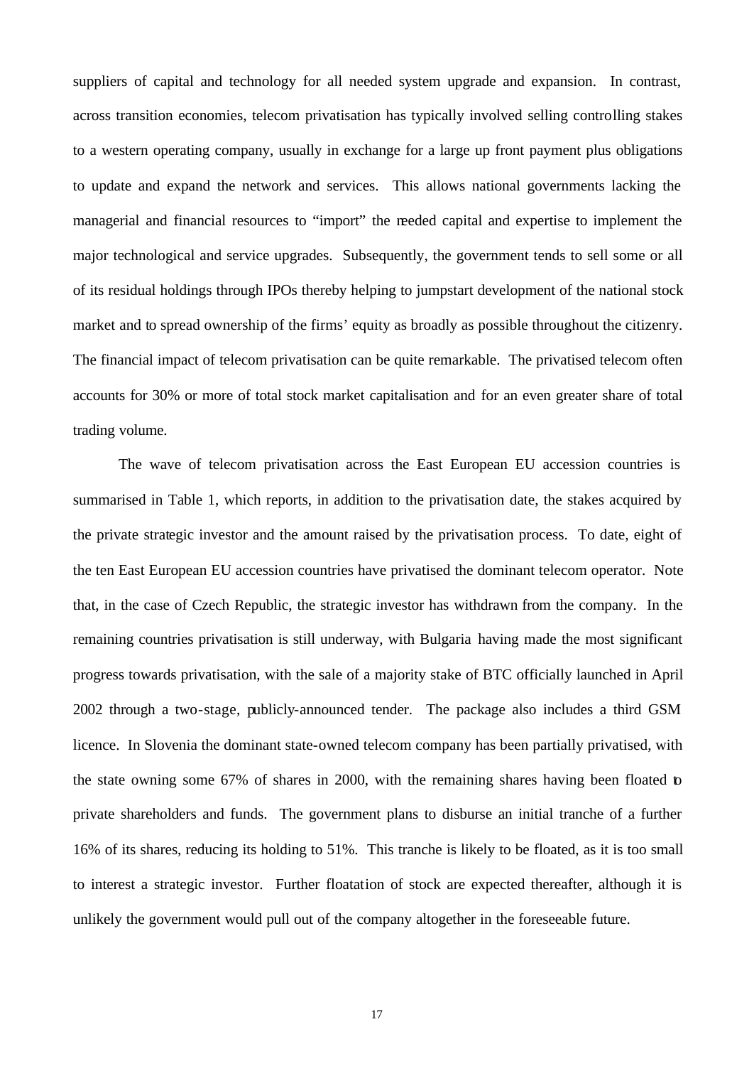suppliers of capital and technology for all needed system upgrade and expansion. In contrast, across transition economies, telecom privatisation has typically involved selling controlling stakes to a western operating company, usually in exchange for a large up front payment plus obligations to update and expand the network and services. This allows national governments lacking the managerial and financial resources to "import" the needed capital and expertise to implement the major technological and service upgrades. Subsequently, the government tends to sell some or all of its residual holdings through IPOs thereby helping to jumpstart development of the national stock market and to spread ownership of the firms' equity as broadly as possible throughout the citizenry. The financial impact of telecom privatisation can be quite remarkable. The privatised telecom often accounts for 30% or more of total stock market capitalisation and for an even greater share of total trading volume.

The wave of telecom privatisation across the East European EU accession countries is summarised in Table 1, which reports, in addition to the privatisation date, the stakes acquired by the private strategic investor and the amount raised by the privatisation process. To date, eight of the ten East European EU accession countries have privatised the dominant telecom operator. Note that, in the case of Czech Republic, the strategic investor has withdrawn from the company. In the remaining countries privatisation is still underway, with Bulgaria having made the most significant progress towards privatisation, with the sale of a majority stake of BTC officially launched in April 2002 through a two-stage, publicly-announced tender. The package also includes a third GSM licence. In Slovenia the dominant state-owned telecom company has been partially privatised, with the state owning some 67% of shares in 2000, with the remaining shares having been floated to private shareholders and funds. The government plans to disburse an initial tranche of a further 16% of its shares, reducing its holding to 51%. This tranche is likely to be floated, as it is too small to interest a strategic investor. Further floatation of stock are expected thereafter, although it is unlikely the government would pull out of the company altogether in the foreseeable future.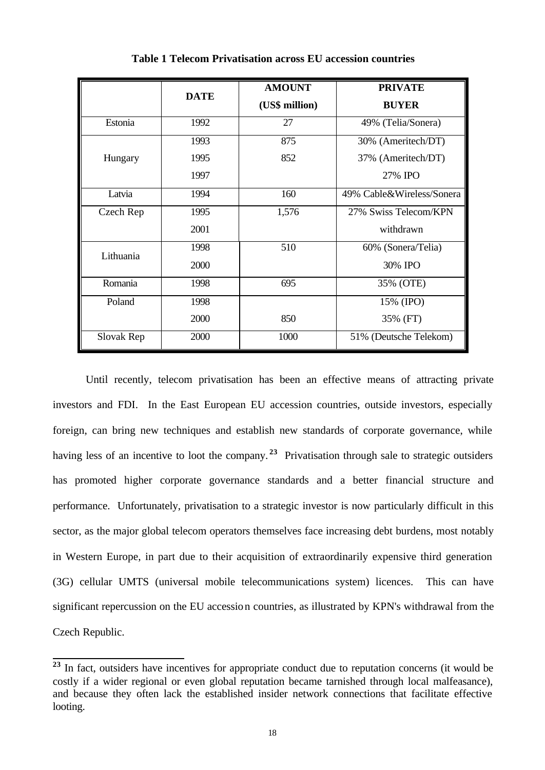**Table 1 Telecom Privatisation across EU accession countries**

| | DATE | AMOUNT (US$ million) | PRIVATE BUYER |
|---|---|---|---|
| Estonia | 1992 | 27 | 49% (Telia/Sonera) |
| Hungary | 1993 | 875 | 30% (Ameritech/DT) |
| | 1995 | 852 | 37% (Ameritech/DT) |
| | 1997 | | 27% IPO |
| Latvia | 1994 | 160 | 49% Cable&Wireless/Sonera |
| Czech Rep | 1995 | 1,576 | 27% Swiss Telecom/KPN |
| | 2001 | | withdrawn |
| Lithuania | 1998 | 510 | 60% (Sonera/Telia) |
| | 2000 | | 30% IPO |
| Romania | 1998 | 695 | 35% (OTE) |
| Poland | 1998 | | 15% (IPO) |
| | 2000 | 850 | 35% (FT) |
| Slovak Rep | 2000 | 1000 | 51% (Deutsche Telekom) |

Until recently, telecom privatisation has been an effective means of attracting private investors and FDI. In the East European EU accession countries, outside investors, especially foreign, can bring new techniques and establish new standards of corporate governance, while having less of an incentive to loot the company.[23] Privatisation through sale to strategic outsiders has promoted higher corporate governance standards and a better financial structure and performance. Unfortunately, privatisation to a strategic investor is now particularly difficult in this sector, as the major global telecom operators themselves face increasing debt burdens, most notably in Western Europe, in part due to their acquisition of extraordinarily expensive third generation (3G) cellular UMTS (universal mobile telecommunications system) licences. This can have significant repercussion on the EU accession countries, as illustrated by KPN's withdrawal from the Czech Republic.

[23] In fact, outsiders have incentives for appropriate conduct due to reputation concerns (it would be costly if a wider regional or even global reputation became tarnished through local malfeasance), and because they often lack the established insider network connections that facilitate effective looting.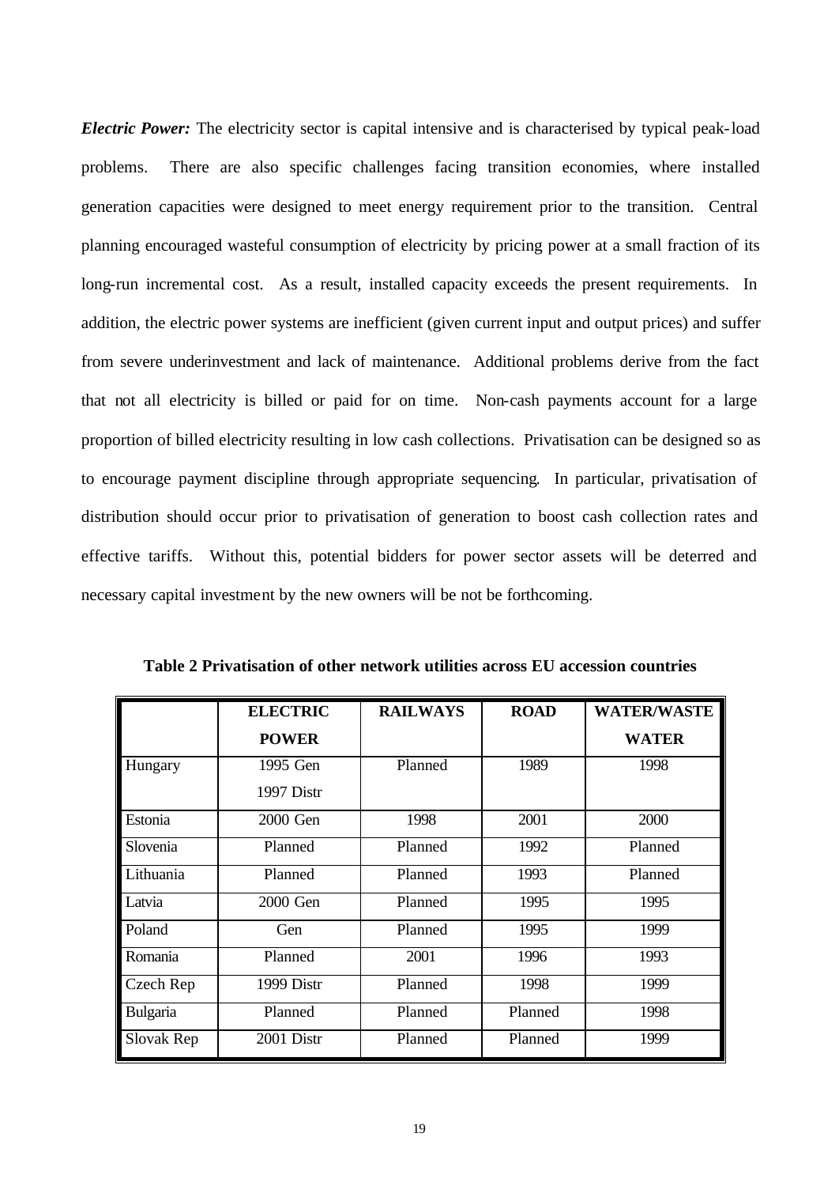***Electric Power:*** The electricity sector is capital intensive and is characterised by typical peak-load problems. There are also specific challenges facing transition economies, where installed generation capacities were designed to meet energy requirement prior to the transition. Central planning encouraged wasteful consumption of electricity by pricing power at a small fraction of its long-run incremental cost. As a result, installed capacity exceeds the present requirements. In addition, the electric power systems are inefficient (given current input and output prices) and suffer from severe underinvestment and lack of maintenance. Additional problems derive from the fact that not all electricity is billed or paid for on time. Non-cash payments account for a large proportion of billed electricity resulting in low cash collections. Privatisation can be designed so as to encourage payment discipline through appropriate sequencing. In particular, privatisation of distribution should occur prior to privatisation of generation to boost cash collection rates and effective tariffs. Without this, potential bidders for power sector assets will be deterred and necessary capital investment by the new owners will be not be forthcoming.

**Table 2 Privatisation of other network utilities across EU accession countries**

| | ELECTRIC POWER | RAILWAYS | ROAD | WATER/WASTE WATER |
|---|---|---|---|---|
| Hungary | 1995 Gen 1997 Distr | Planned | 1989 | 1998 |
| Estonia | 2000 Gen | 1998 | 2001 | 2000 |
| Slovenia | Planned | Planned | 1992 | Planned |
| Lithuania | Planned | Planned | 1993 | Planned |
| Latvia | 2000 Gen | Planned | 1995 | 1995 |
| Poland | Gen | Planned | 1995 | 1999 |
| Romania | Planned | 2001 | 1996 | 1993 |
| Czech Rep | 1999 Distr | Planned | 1998 | 1999 |
| Bulgaria | Planned | Planned | Planned | 1998 |
| Slovak Rep | 2001 Distr | Planned | Planned | 1999 |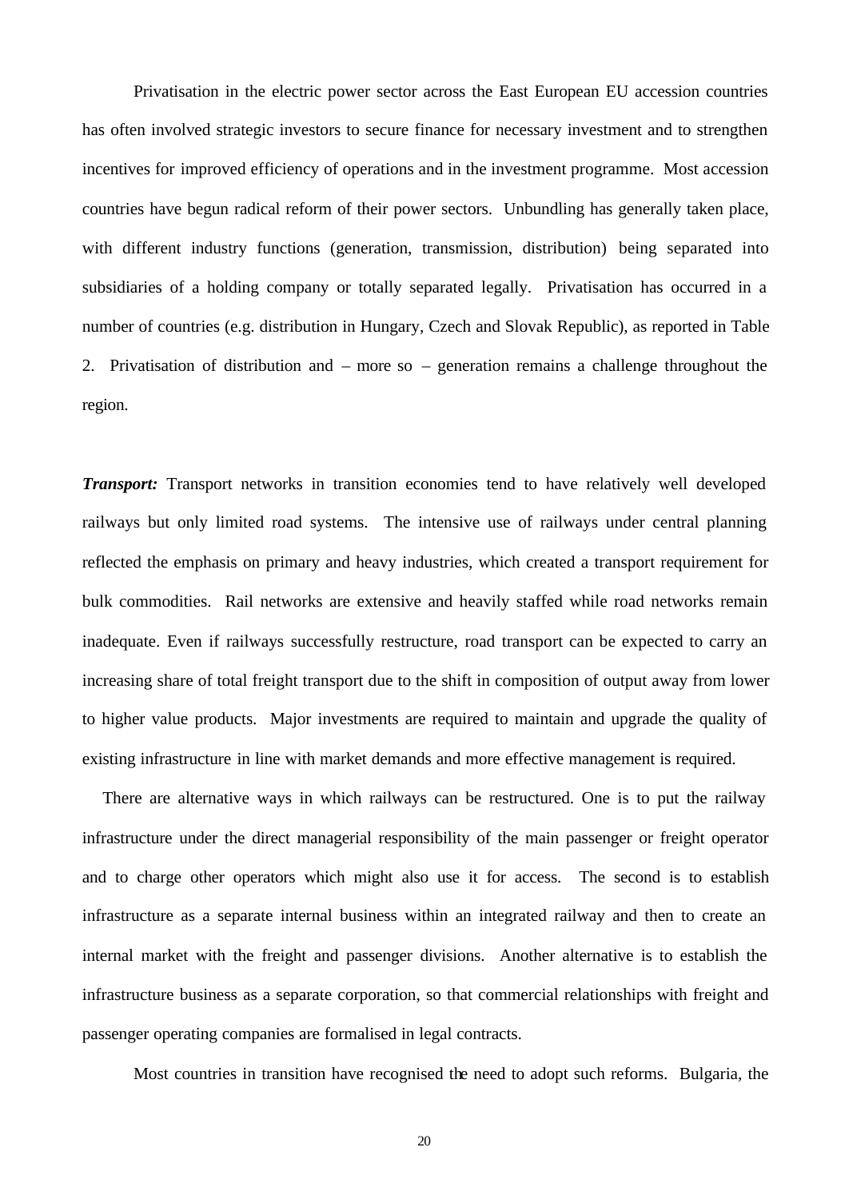Privatisation in the electric power sector across the East European EU accession countries has often involved strategic investors to secure finance for necessary investment and to strengthen incentives for improved efficiency of operations and in the investment programme. Most accession countries have begun radical reform of their power sectors. Unbundling has generally taken place, with different industry functions (generation, transmission, distribution) being separated into subsidiaries of a holding company or totally separated legally. Privatisation has occurred in a number of countries (e.g. distribution in Hungary, Czech and Slovak Republic), as reported in Table 2. Privatisation of distribution and – more so – generation remains a challenge throughout the region.

***Transport:*** Transport networks in transition economies tend to have relatively well developed railways but only limited road systems. The intensive use of railways under central planning reflected the emphasis on primary and heavy industries, which created a transport requirement for bulk commodities. Rail networks are extensive and heavily staffed while road networks remain inadequate. Even if railways successfully restructure, road transport can be expected to carry an increasing share of total freight transport due to the shift in composition of output away from lower to higher value products. Major investments are required to maintain and upgrade the quality of existing infrastructure in line with market demands and more effective management is required.

There are alternative ways in which railways can be restructured. One is to put the railway infrastructure under the direct managerial responsibility of the main passenger or freight operator and to charge other operators which might also use it for access. The second is to establish infrastructure as a separate internal business within an integrated railway and then to create an internal market with the freight and passenger divisions. Another alternative is to establish the infrastructure business as a separate corporation, so that commercial relationships with freight and passenger operating companies are formalised in legal contracts.

Most countries in transition have recognised the need to adopt such reforms. Bulgaria, the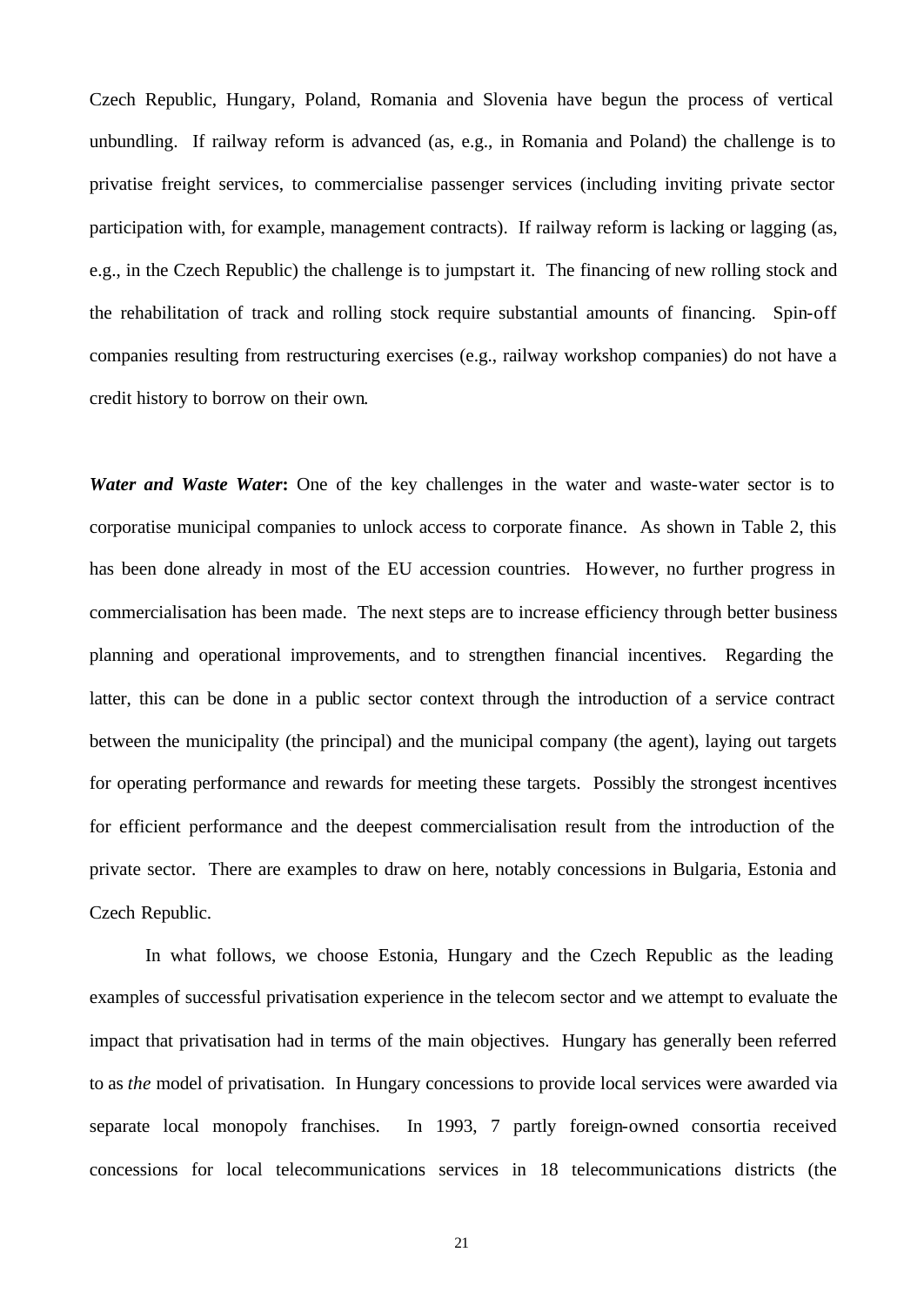Czech Republic, Hungary, Poland, Romania and Slovenia have begun the process of vertical unbundling. If railway reform is advanced (as, e.g., in Romania and Poland) the challenge is to privatise freight services, to commercialise passenger services (including inviting private sector participation with, for example, management contracts). If railway reform is lacking or lagging (as, e.g., in the Czech Republic) the challenge is to jumpstart it. The financing of new rolling stock and the rehabilitation of track and rolling stock require substantial amounts of financing. Spin-off companies resulting from restructuring exercises (e.g., railway workshop companies) do not have a credit history to borrow on their own.

***Water and Waste Water*****:** One of the key challenges in the water and waste-water sector is to corporatise municipal companies to unlock access to corporate finance. As shown in Table 2, this has been done already in most of the EU accession countries. However, no further progress in commercialisation has been made. The next steps are to increase efficiency through better business planning and operational improvements, and to strengthen financial incentives. Regarding the latter, this can be done in a public sector context through the introduction of a service contract between the municipality (the principal) and the municipal company (the agent), laying out targets for operating performance and rewards for meeting these targets. Possibly the strongest incentives for efficient performance and the deepest commercialisation result from the introduction of the private sector. There are examples to draw on here, notably concessions in Bulgaria, Estonia and Czech Republic.

In what follows, we choose Estonia, Hungary and the Czech Republic as the leading examples of successful privatisation experience in the telecom sector and we attempt to evaluate the impact that privatisation had in terms of the main objectives. Hungary has generally been referred to as *the* model of privatisation. In Hungary concessions to provide local services were awarded via separate local monopoly franchises. In 1993, 7 partly foreign-owned consortia received concessions for local telecommunications services in 18 telecommunications districts (the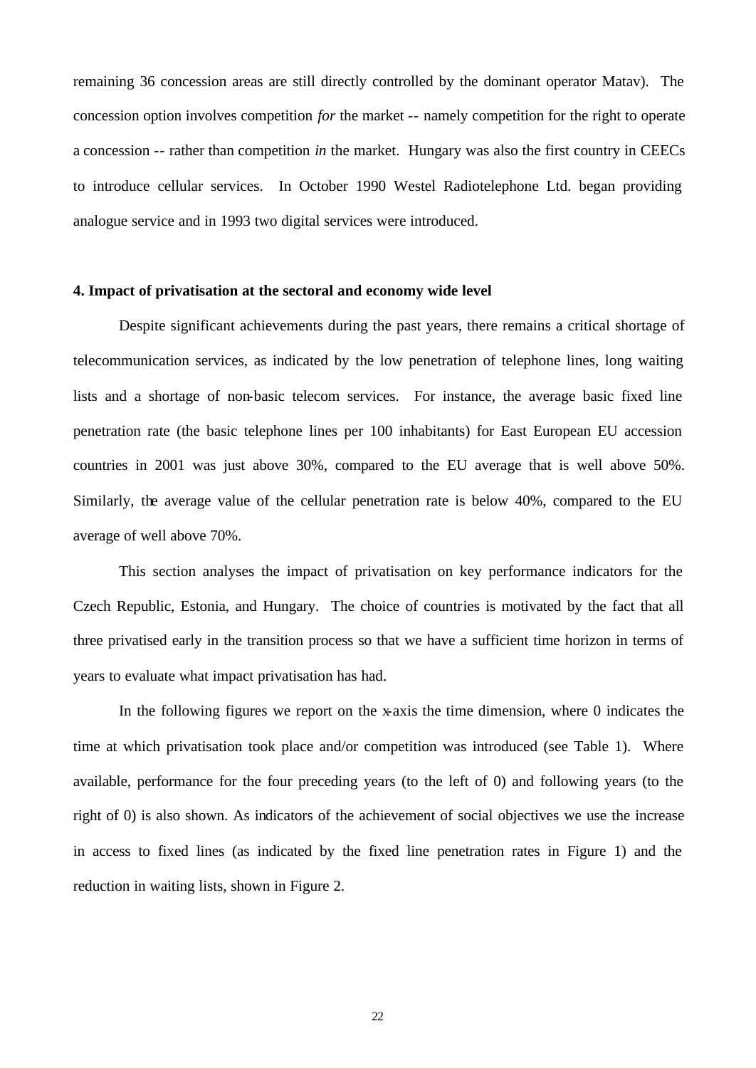remaining 36 concession areas are still directly controlled by the dominant operator Matav). The concession option involves competition *for* the market -- namely competition for the right to operate a concession -- rather than competition *in* the market. Hungary was also the first country in CEECs to introduce cellular services. In October 1990 Westel Radiotelephone Ltd. began providing analogue service and in 1993 two digital services were introduced.

**4. Impact of privatisation at the sectoral and economy wide level**

Despite significant achievements during the past years, there remains a critical shortage of telecommunication services, as indicated by the low penetration of telephone lines, long waiting lists and a shortage of non-basic telecom services. For instance, the average basic fixed line penetration rate (the basic telephone lines per 100 inhabitants) for East European EU accession countries in 2001 was just above 30%, compared to the EU average that is well above 50%. Similarly, the average value of the cellular penetration rate is below 40%, compared to the EU average of well above 70%.

This section analyses the impact of privatisation on key performance indicators for the Czech Republic, Estonia, and Hungary. The choice of countries is motivated by the fact that all three privatised early in the transition process so that we have a sufficient time horizon in terms of years to evaluate what impact privatisation has had.

In the following figures we report on the x-axis the time dimension, where 0 indicates the time at which privatisation took place and/or competition was introduced (see Table 1). Where available, performance for the four preceding years (to the left of 0) and following years (to the right of 0) is also shown. As indicators of the achievement of social objectives we use the increase in access to fixed lines (as indicated by the fixed line penetration rates in Figure 1) and the reduction in waiting lists, shown in Figure 2.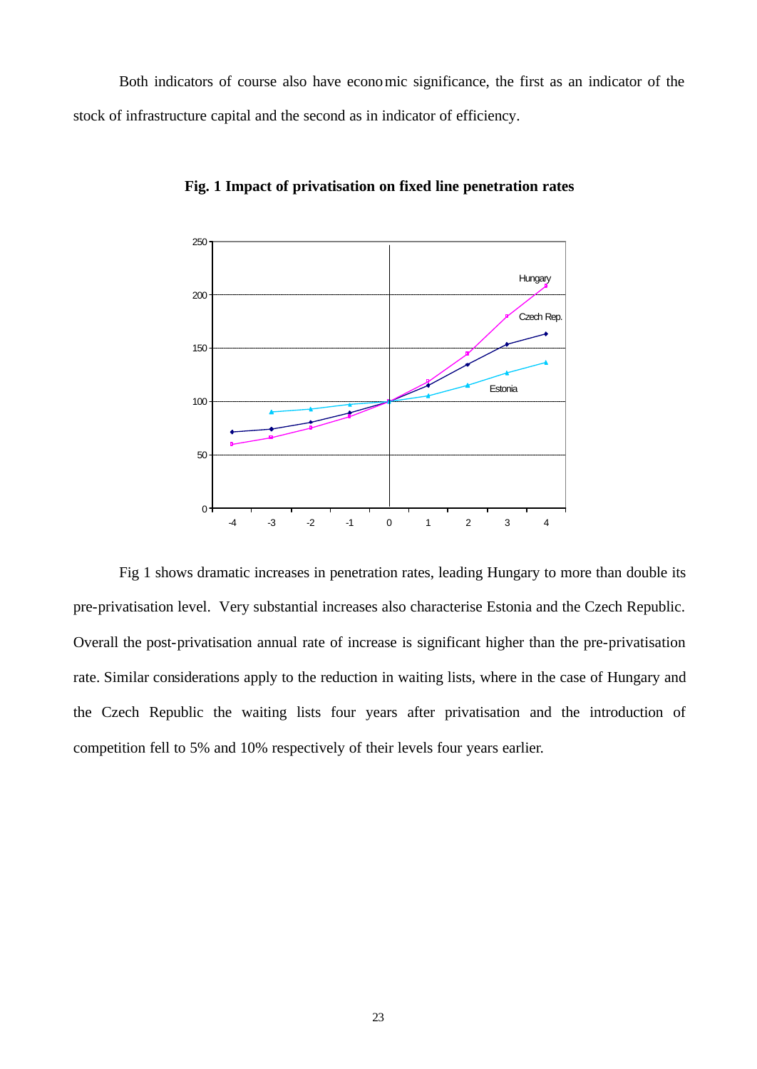Both indicators of course also have economic significance, the first as an indicator of the stock of infrastructure capital and the second as in indicator of efficiency.

**Fig. 1 Impact of privatisation on fixed line penetration rates**

Fig 1 shows dramatic increases in penetration rates, leading Hungary to more than double its pre-privatisation level. Very substantial increases also characterise Estonia and the Czech Republic. Overall the post-privatisation annual rate of increase is significant higher than the pre-privatisation rate. Similar considerations apply to the reduction in waiting lists, where in the case of Hungary and the Czech Republic the waiting lists four years after privatisation and the introduction of competition fell to 5% and 10% respectively of their levels four years earlier.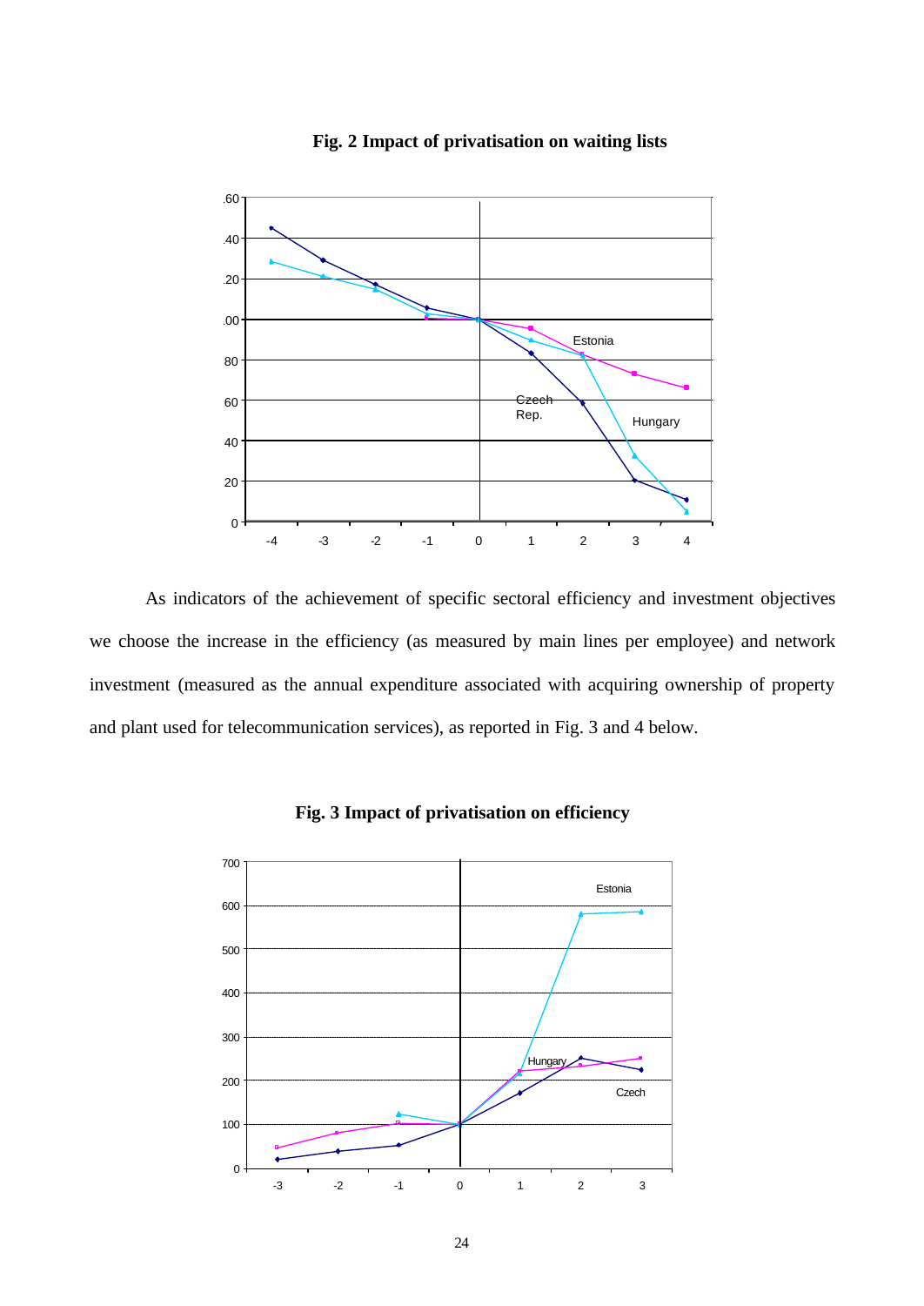**Fig. 2 Impact of privatisation on waiting lists**

As indicators of the achievement of specific sectoral efficiency and investment objectives we choose the increase in the efficiency (as measured by main lines per employee) and network investment (measured as the annual expenditure associated with acquiring ownership of property and plant used for telecommunication services), as reported in Fig. 3 and 4 below.

**Fig. 3 Impact of privatisation on efficiency**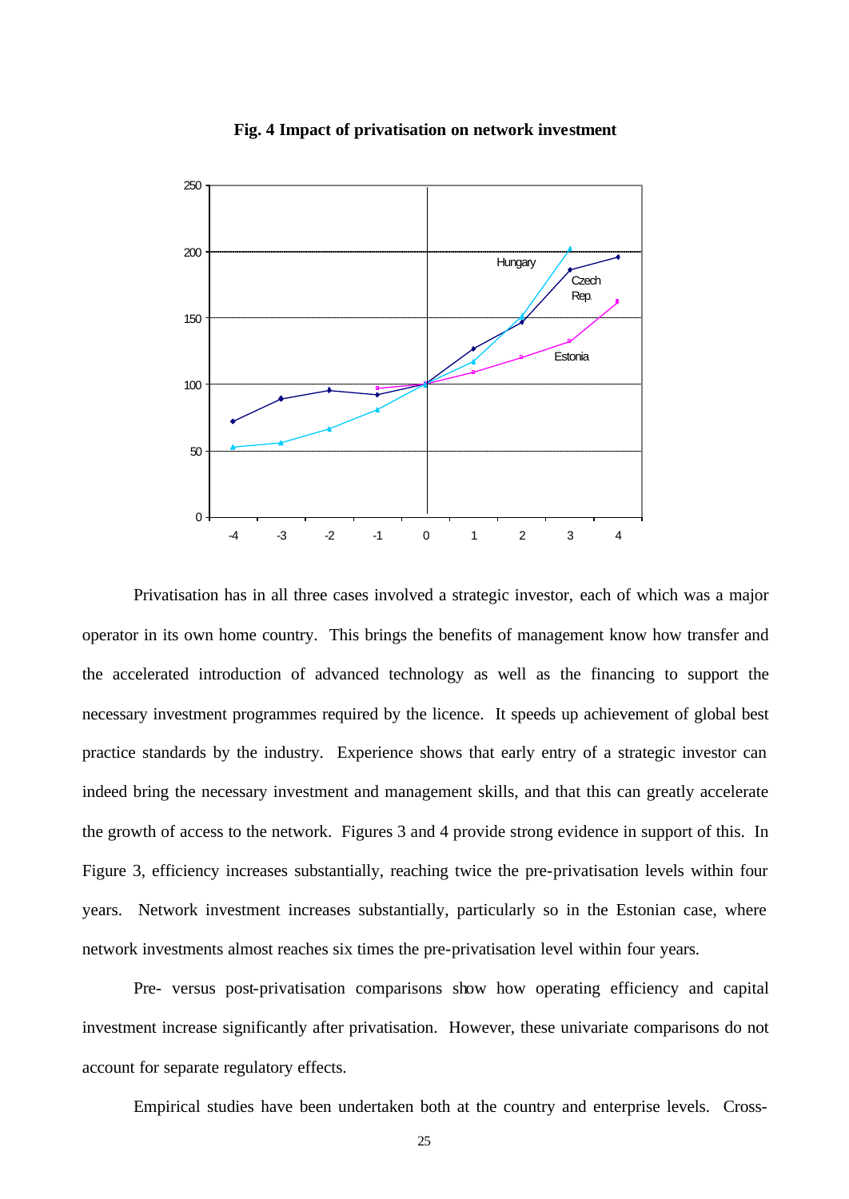**Fig. 4 Impact of privatisation on network investment**

Privatisation has in all three cases involved a strategic investor, each of which was a major operator in its own home country. This brings the benefits of management know how transfer and the accelerated introduction of advanced technology as well as the financing to support the necessary investment programmes required by the licence. It speeds up achievement of global best practice standards by the industry. Experience shows that early entry of a strategic investor can indeed bring the necessary investment and management skills, and that this can greatly accelerate the growth of access to the network. Figures 3 and 4 provide strong evidence in support of this. In Figure 3, efficiency increases substantially, reaching twice the pre-privatisation levels within four years. Network investment increases substantially, particularly so in the Estonian case, where network investments almost reaches six times the pre-privatisation level within four years.

Pre- versus post-privatisation comparisons show how operating efficiency and capital investment increase significantly after privatisation. However, these univariate comparisons do not account for separate regulatory effects.

Empirical studies have been undertaken both at the country and enterprise levels. Cross-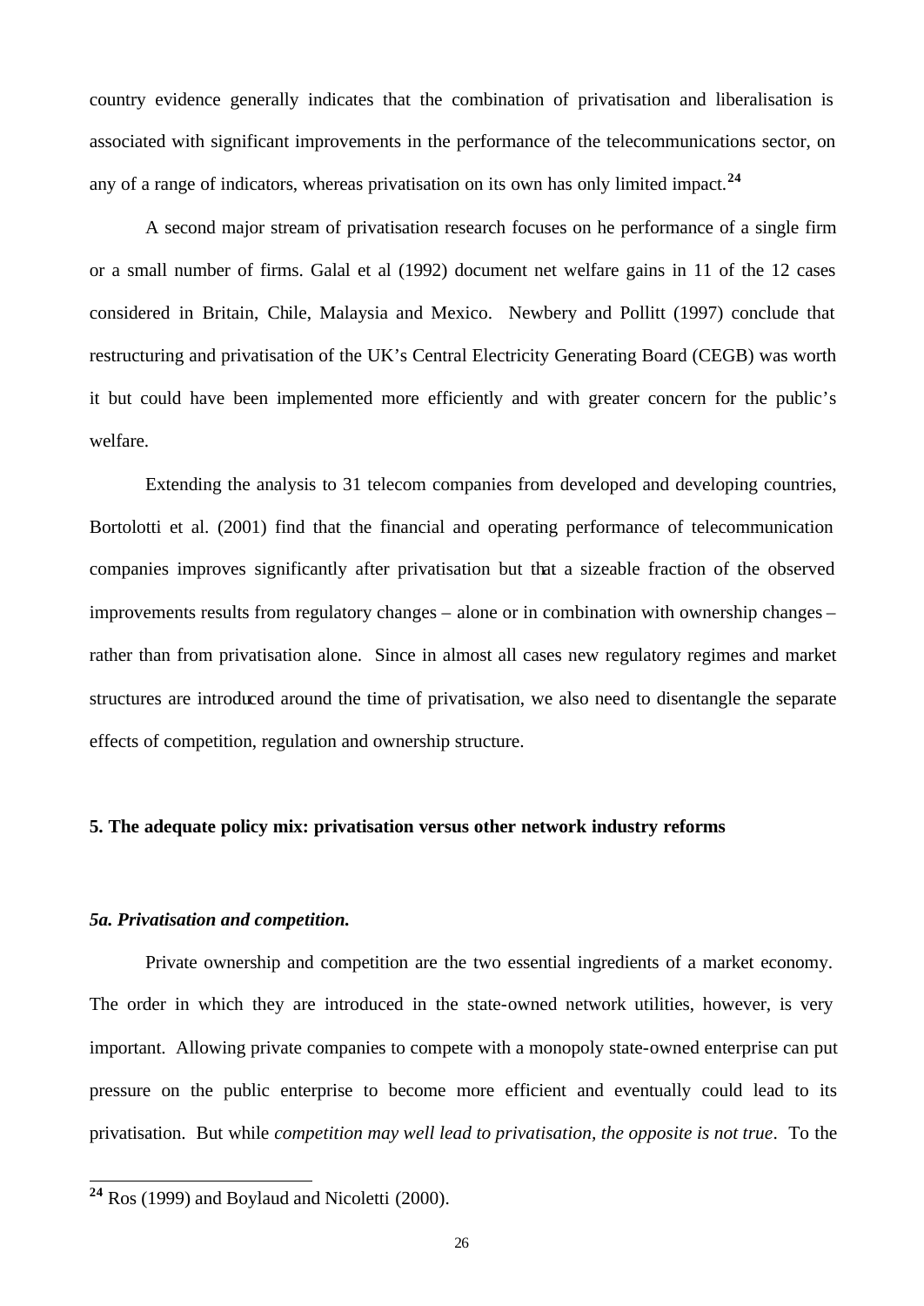country evidence generally indicates that the combination of privatisation and liberalisation is associated with significant improvements in the performance of the telecommunications sector, on any of a range of indicators, whereas privatisation on its own has only limited impact.[24]

A second major stream of privatisation research focuses on he performance of a single firm or a small number of firms. Galal et al (1992) document net welfare gains in 11 of the 12 cases considered in Britain, Chile, Malaysia and Mexico. Newbery and Pollitt (1997) conclude that restructuring and privatisation of the UK's Central Electricity Generating Board (CEGB) was worth it but could have been implemented more efficiently and with greater concern for the public's welfare.

Extending the analysis to 31 telecom companies from developed and developing countries, Bortolotti et al. (2001) find that the financial and operating performance of telecommunication companies improves significantly after privatisation but that a sizeable fraction of the observed improvements results from regulatory changes – alone or in combination with ownership changes – rather than from privatisation alone. Since in almost all cases new regulatory regimes and market structures are introduced around the time of privatisation, we also need to disentangle the separate effects of competition, regulation and ownership structure.

## 5. The adequate policy mix: privatisation versus other network industry reforms

### *5a. Privatisation and competition.*

Private ownership and competition are the two essential ingredients of a market economy. The order in which they are introduced in the state-owned network utilities, however, is very important. Allowing private companies to compete with a monopoly state-owned enterprise can put pressure on the public enterprise to become more efficient and eventually could lead to its privatisation. But while *competition may well lead to privatisation, the opposite is not true*. To the

[24] Ros (1999) and Boylaud and Nicoletti (2000).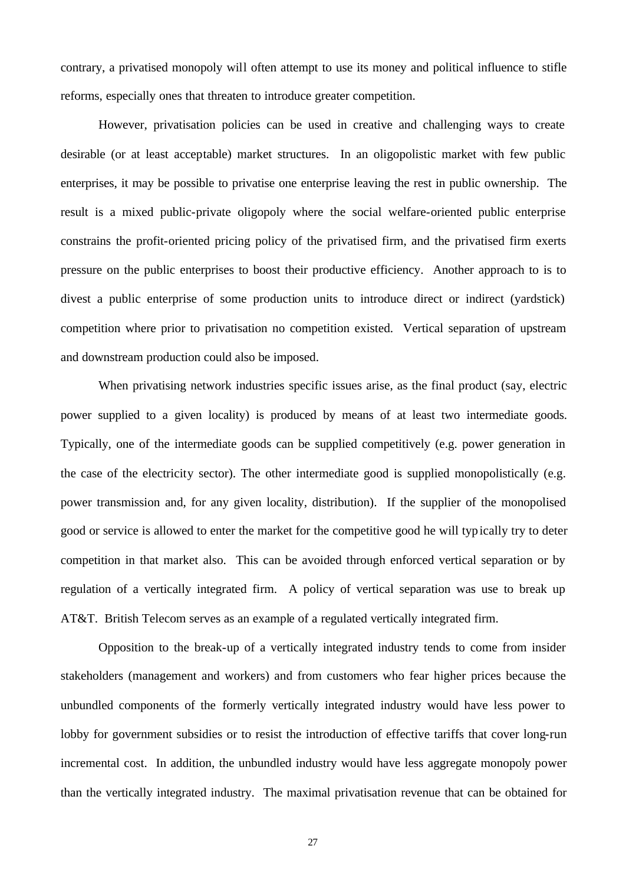contrary, a privatised monopoly will often attempt to use its money and political influence to stifle reforms, especially ones that threaten to introduce greater competition.

However, privatisation policies can be used in creative and challenging ways to create desirable (or at least acceptable) market structures. In an oligopolistic market with few public enterprises, it may be possible to privatise one enterprise leaving the rest in public ownership. The result is a mixed public-private oligopoly where the social welfare-oriented public enterprise constrains the profit-oriented pricing policy of the privatised firm, and the privatised firm exerts pressure on the public enterprises to boost their productive efficiency. Another approach to is to divest a public enterprise of some production units to introduce direct or indirect (yardstick) competition where prior to privatisation no competition existed. Vertical separation of upstream and downstream production could also be imposed.

When privatising network industries specific issues arise, as the final product (say, electric power supplied to a given locality) is produced by means of at least two intermediate goods. Typically, one of the intermediate goods can be supplied competitively (e.g. power generation in the case of the electricity sector). The other intermediate good is supplied monopolistically (e.g. power transmission and, for any given locality, distribution). If the supplier of the monopolised good or service is allowed to enter the market for the competitive good he will typically try to deter competition in that market also. This can be avoided through enforced vertical separation or by regulation of a vertically integrated firm. A policy of vertical separation was use to break up AT&T. British Telecom serves as an example of a regulated vertically integrated firm.

Opposition to the break-up of a vertically integrated industry tends to come from insider stakeholders (management and workers) and from customers who fear higher prices because the unbundled components of the formerly vertically integrated industry would have less power to lobby for government subsidies or to resist the introduction of effective tariffs that cover long-run incremental cost. In addition, the unbundled industry would have less aggregate monopoly power than the vertically integrated industry. The maximal privatisation revenue that can be obtained for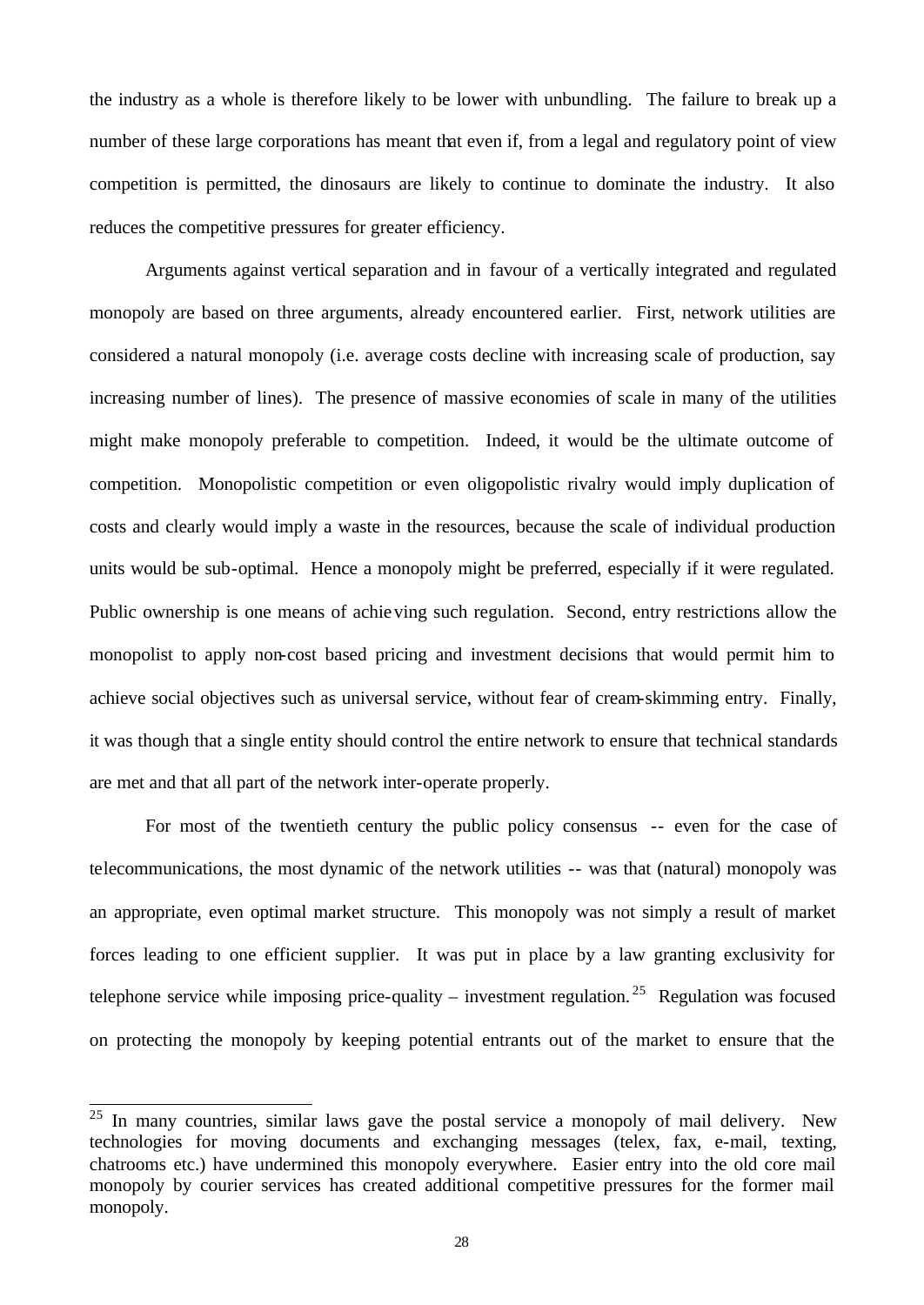the industry as a whole is therefore likely to be lower with unbundling. The failure to break up a number of these large corporations has meant that even if, from a legal and regulatory point of view competition is permitted, the dinosaurs are likely to continue to dominate the industry. It also reduces the competitive pressures for greater efficiency.

Arguments against vertical separation and in favour of a vertically integrated and regulated monopoly are based on three arguments, already encountered earlier. First, network utilities are considered a natural monopoly (i.e. average costs decline with increasing scale of production, say increasing number of lines). The presence of massive economies of scale in many of the utilities might make monopoly preferable to competition. Indeed, it would be the ultimate outcome of competition. Monopolistic competition or even oligopolistic rivalry would imply duplication of costs and clearly would imply a waste in the resources, because the scale of individual production units would be sub-optimal. Hence a monopoly might be preferred, especially if it were regulated. Public ownership is one means of achieving such regulation. Second, entry restrictions allow the monopolist to apply non-cost based pricing and investment decisions that would permit him to achieve social objectives such as universal service, without fear of cream-skimming entry. Finally, it was though that a single entity should control the entire network to ensure that technical standards are met and that all part of the network inter-operate properly.

For most of the twentieth century the public policy consensus -- even for the case of telecommunications, the most dynamic of the network utilities -- was that (natural) monopoly was an appropriate, even optimal market structure. This monopoly was not simply a result of market forces leading to one efficient supplier. It was put in place by a law granting exclusivity for telephone service while imposing price-quality – investment regulation.[25] Regulation was focused on protecting the monopoly by keeping potential entrants out of the market to ensure that the

[25] In many countries, similar laws gave the postal service a monopoly of mail delivery. New technologies for moving documents and exchanging messages (telex, fax, e-mail, texting, chatrooms etc.) have undermined this monopoly everywhere. Easier entry into the old core mail monopoly by courier services has created additional competitive pressures for the former mail monopoly.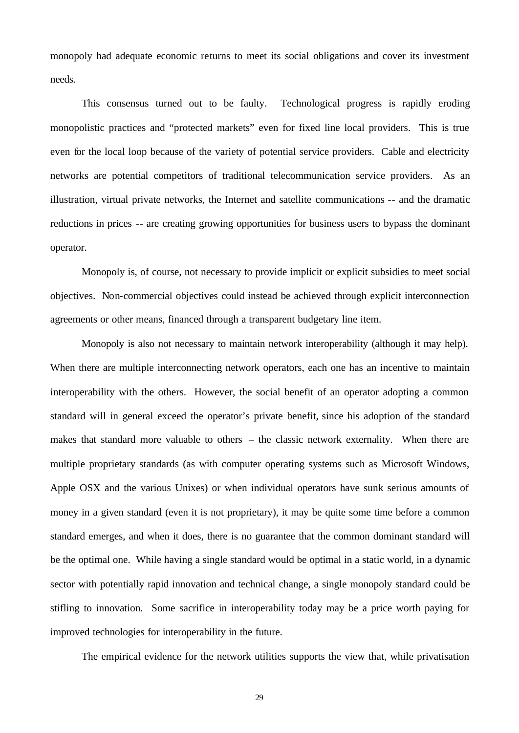monopoly had adequate economic returns to meet its social obligations and cover its investment needs.

This consensus turned out to be faulty. Technological progress is rapidly eroding monopolistic practices and "protected markets" even for fixed line local providers. This is true even for the local loop because of the variety of potential service providers. Cable and electricity networks are potential competitors of traditional telecommunication service providers. As an illustration, virtual private networks, the Internet and satellite communications -- and the dramatic reductions in prices -- are creating growing opportunities for business users to bypass the dominant operator.

Monopoly is, of course, not necessary to provide implicit or explicit subsidies to meet social objectives. Non-commercial objectives could instead be achieved through explicit interconnection agreements or other means, financed through a transparent budgetary line item.

Monopoly is also not necessary to maintain network interoperability (although it may help). When there are multiple interconnecting network operators, each one has an incentive to maintain interoperability with the others. However, the social benefit of an operator adopting a common standard will in general exceed the operator's private benefit, since his adoption of the standard makes that standard more valuable to others – the classic network externality. When there are multiple proprietary standards (as with computer operating systems such as Microsoft Windows, Apple OSX and the various Unixes) or when individual operators have sunk serious amounts of money in a given standard (even it is not proprietary), it may be quite some time before a common standard emerges, and when it does, there is no guarantee that the common dominant standard will be the optimal one. While having a single standard would be optimal in a static world, in a dynamic sector with potentially rapid innovation and technical change, a single monopoly standard could be stifling to innovation. Some sacrifice in interoperability today may be a price worth paying for improved technologies for interoperability in the future.

The empirical evidence for the network utilities supports the view that, while privatisation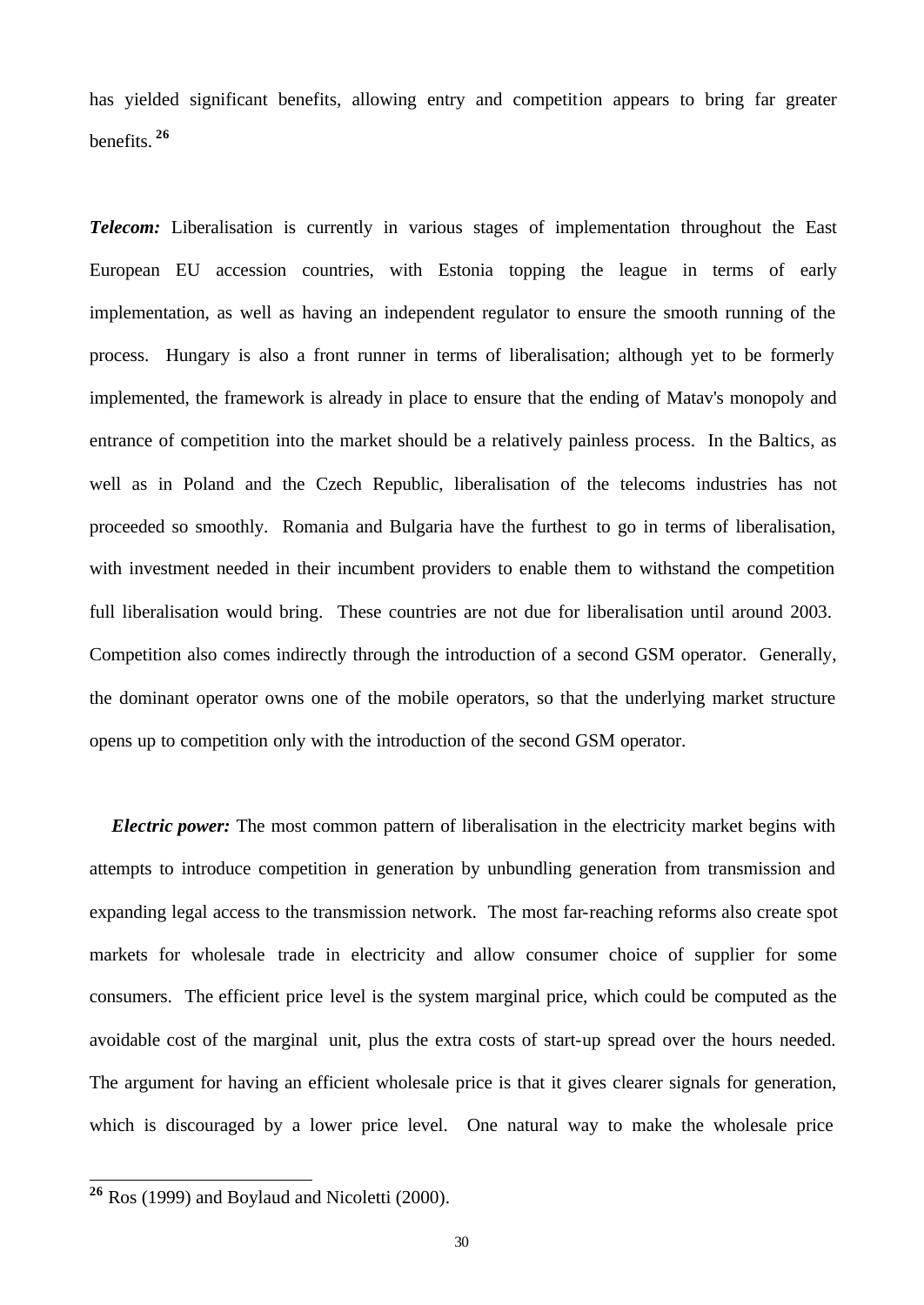has yielded significant benefits, allowing entry and competition appears to bring far greater benefits.[26]

***Telecom:*** Liberalisation is currently in various stages of implementation throughout the East European EU accession countries, with Estonia topping the league in terms of early implementation, as well as having an independent regulator to ensure the smooth running of the process. Hungary is also a front runner in terms of liberalisation; although yet to be formerly implemented, the framework is already in place to ensure that the ending of Matav's monopoly and entrance of competition into the market should be a relatively painless process. In the Baltics, as well as in Poland and the Czech Republic, liberalisation of the telecoms industries has not proceeded so smoothly. Romania and Bulgaria have the furthest to go in terms of liberalisation, with investment needed in their incumbent providers to enable them to withstand the competition full liberalisation would bring. These countries are not due for liberalisation until around 2003. Competition also comes indirectly through the introduction of a second GSM operator. Generally, the dominant operator owns one of the mobile operators, so that the underlying market structure opens up to competition only with the introduction of the second GSM operator.

***Electric power:*** The most common pattern of liberalisation in the electricity market begins with attempts to introduce competition in generation by unbundling generation from transmission and expanding legal access to the transmission network. The most far-reaching reforms also create spot markets for wholesale trade in electricity and allow consumer choice of supplier for some consumers. The efficient price level is the system marginal price, which could be computed as the avoidable cost of the marginal unit, plus the extra costs of start-up spread over the hours needed. The argument for having an efficient wholesale price is that it gives clearer signals for generation, which is discouraged by a lower price level. One natural way to make the wholesale price

[26] Ros (1999) and Boylaud and Nicoletti (2000).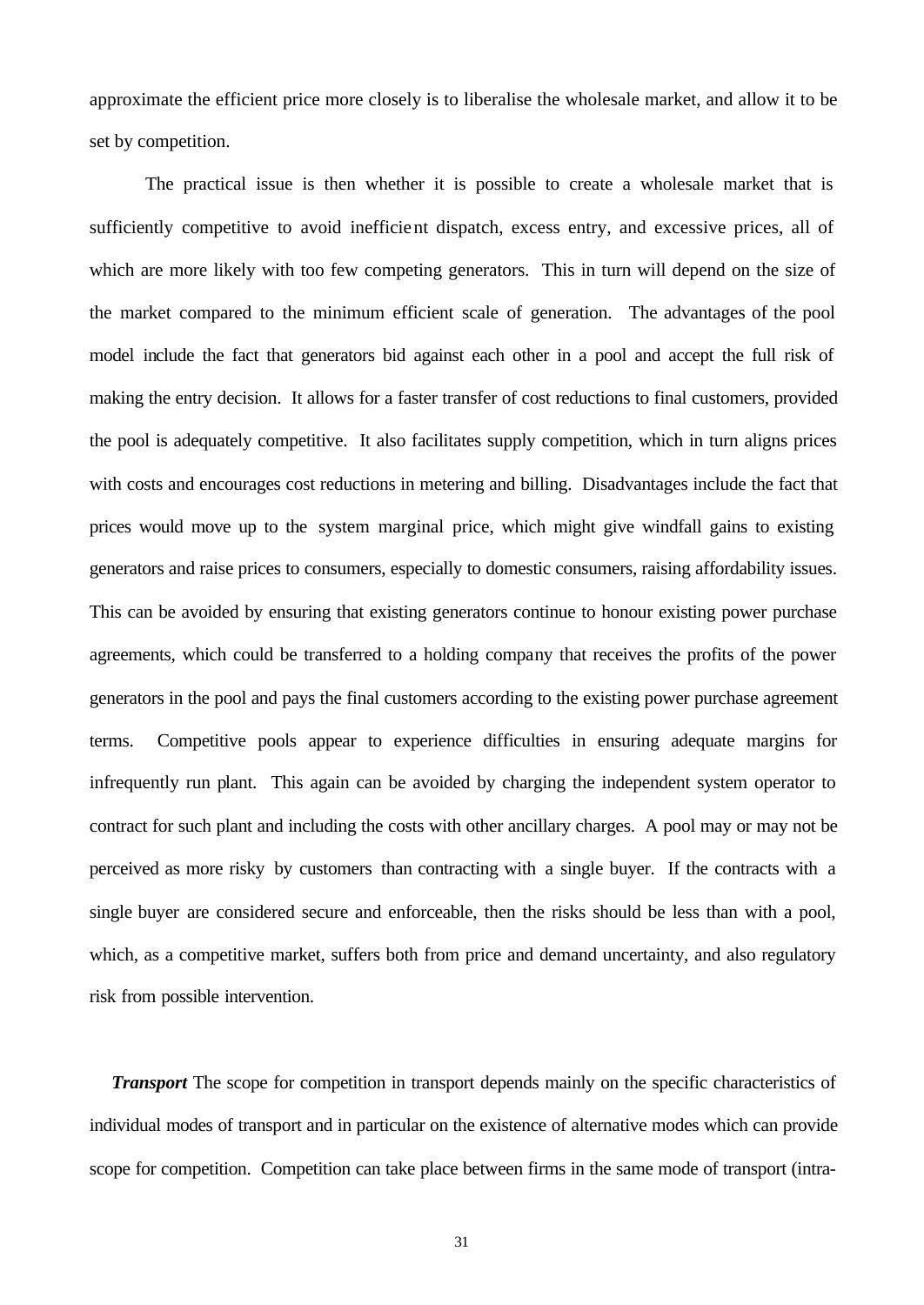approximate the efficient price more closely is to liberalise the wholesale market, and allow it to be set by competition.

The practical issue is then whether it is possible to create a wholesale market that is sufficiently competitive to avoid inefficient dispatch, excess entry, and excessive prices, all of which are more likely with too few competing generators. This in turn will depend on the size of the market compared to the minimum efficient scale of generation. The advantages of the pool model include the fact that generators bid against each other in a pool and accept the full risk of making the entry decision. It allows for a faster transfer of cost reductions to final customers, provided the pool is adequately competitive. It also facilitates supply competition, which in turn aligns prices with costs and encourages cost reductions in metering and billing. Disadvantages include the fact that prices would move up to the system marginal price, which might give windfall gains to existing generators and raise prices to consumers, especially to domestic consumers, raising affordability issues. This can be avoided by ensuring that existing generators continue to honour existing power purchase agreements, which could be transferred to a holding company that receives the profits of the power generators in the pool and pays the final customers according to the existing power purchase agreement terms. Competitive pools appear to experience difficulties in ensuring adequate margins for infrequently run plant. This again can be avoided by charging the independent system operator to contract for such plant and including the costs with other ancillary charges. A pool may or may not be perceived as more risky by customers than contracting with a single buyer. If the contracts with a single buyer are considered secure and enforceable, then the risks should be less than with a pool, which, as a competitive market, suffers both from price and demand uncertainty, and also regulatory risk from possible intervention.

***Transport*** The scope for competition in transport depends mainly on the specific characteristics of individual modes of transport and in particular on the existence of alternative modes which can provide scope for competition. Competition can take place between firms in the same mode of transport (intra-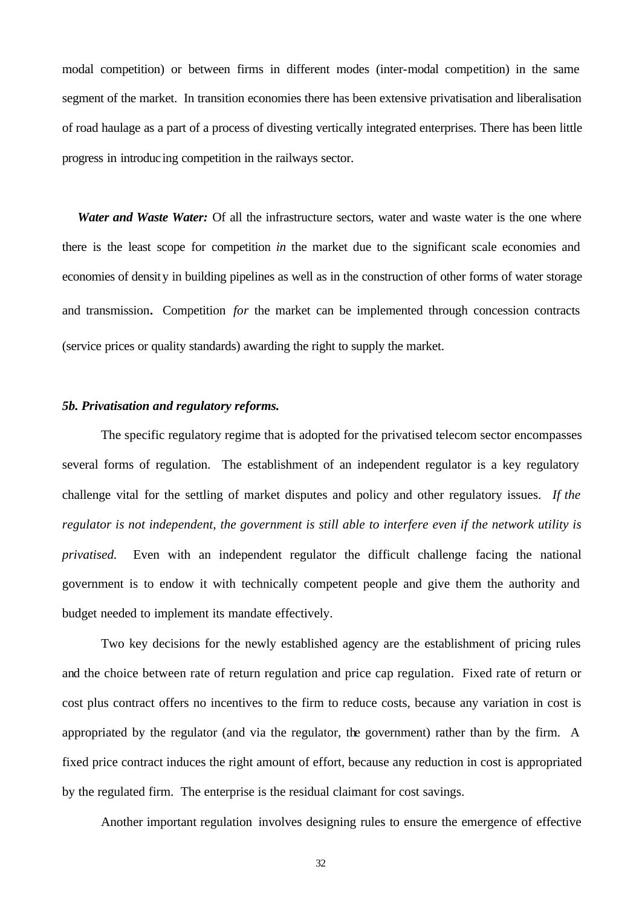modal competition) or between firms in different modes (inter-modal competition) in the same segment of the market. In transition economies there has been extensive privatisation and liberalisation of road haulage as a part of a process of divesting vertically integrated enterprises. There has been little progress in introducing competition in the railways sector.

***Water and Waste Water:*** Of all the infrastructure sectors, water and waste water is the one where there is the least scope for competition *in* the market due to the significant scale economies and economies of density in building pipelines as well as in the construction of other forms of water storage and transmission**.** Competition *for* the market can be implemented through concession contracts (service prices or quality standards) awarding the right to supply the market.

### *5b. Privatisation and regulatory reforms.*

The specific regulatory regime that is adopted for the privatised telecom sector encompasses several forms of regulation. The establishment of an independent regulator is a key regulatory challenge vital for the settling of market disputes and policy and other regulatory issues. *If the regulator is not independent, the government is still able to interfere even if the network utility is privatised.* Even with an independent regulator the difficult challenge facing the national government is to endow it with technically competent people and give them the authority and budget needed to implement its mandate effectively.

Two key decisions for the newly established agency are the establishment of pricing rules and the choice between rate of return regulation and price cap regulation. Fixed rate of return or cost plus contract offers no incentives to the firm to reduce costs, because any variation in cost is appropriated by the regulator (and via the regulator, the government) rather than by the firm. A fixed price contract induces the right amount of effort, because any reduction in cost is appropriated by the regulated firm. The enterprise is the residual claimant for cost savings.

Another important regulation involves designing rules to ensure the emergence of effective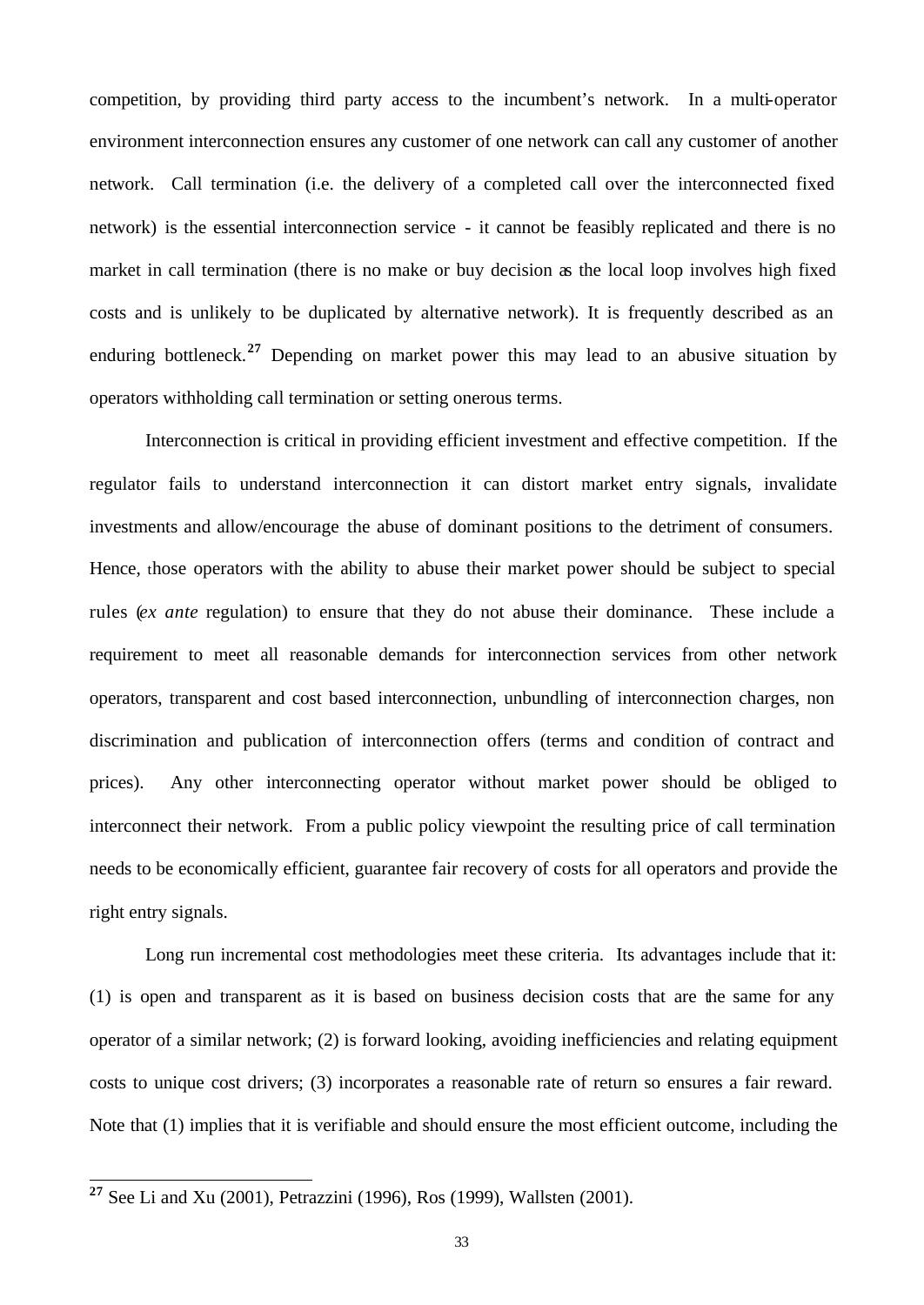competition, by providing third party access to the incumbent's network. In a multi-operator environment interconnection ensures any customer of one network can call any customer of another network. Call termination (i.e. the delivery of a completed call over the interconnected fixed network) is the essential interconnection service - it cannot be feasibly replicated and there is no market in call termination (there is no make or buy decision as the local loop involves high fixed costs and is unlikely to be duplicated by alternative network). It is frequently described as an enduring bottleneck.[27] Depending on market power this may lead to an abusive situation by operators withholding call termination or setting onerous terms.

Interconnection is critical in providing efficient investment and effective competition. If the regulator fails to understand interconnection it can distort market entry signals, invalidate investments and allow/encourage the abuse of dominant positions to the detriment of consumers. Hence, those operators with the ability to abuse their market power should be subject to special rules (*ex ante* regulation) to ensure that they do not abuse their dominance. These include a requirement to meet all reasonable demands for interconnection services from other network operators, transparent and cost based interconnection, unbundling of interconnection charges, non discrimination and publication of interconnection offers (terms and condition of contract and prices). Any other interconnecting operator without market power should be obliged to interconnect their network. From a public policy viewpoint the resulting price of call termination needs to be economically efficient, guarantee fair recovery of costs for all operators and provide the right entry signals.

Long run incremental cost methodologies meet these criteria. Its advantages include that it: (1) is open and transparent as it is based on business decision costs that are the same for any operator of a similar network; (2) is forward looking, avoiding inefficiencies and relating equipment costs to unique cost drivers; (3) incorporates a reasonable rate of return so ensures a fair reward. Note that (1) implies that it is verifiable and should ensure the most efficient outcome, including the

---

[27] See Li and Xu (2001), Petrazzini (1996), Ros (1999), Wallsten (2001).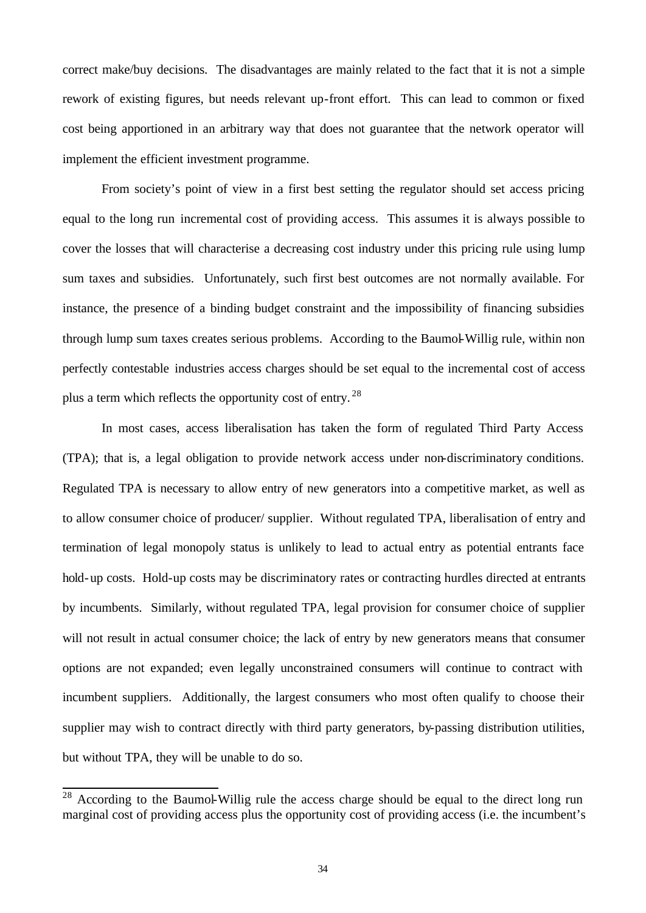correct make/buy decisions. The disadvantages are mainly related to the fact that it is not a simple rework of existing figures, but needs relevant up-front effort. This can lead to common or fixed cost being apportioned in an arbitrary way that does not guarantee that the network operator will implement the efficient investment programme.

From society's point of view in a first best setting the regulator should set access pricing equal to the long run incremental cost of providing access. This assumes it is always possible to cover the losses that will characterise a decreasing cost industry under this pricing rule using lump sum taxes and subsidies. Unfortunately, such first best outcomes are not normally available. For instance, the presence of a binding budget constraint and the impossibility of financing subsidies through lump sum taxes creates serious problems. According to the Baumol-Willig rule, within non perfectly contestable industries access charges should be set equal to the incremental cost of access plus a term which reflects the opportunity cost of entry.[28]

In most cases, access liberalisation has taken the form of regulated Third Party Access (TPA); that is, a legal obligation to provide network access under non-discriminatory conditions. Regulated TPA is necessary to allow entry of new generators into a competitive market, as well as to allow consumer choice of producer/ supplier. Without regulated TPA, liberalisation of entry and termination of legal monopoly status is unlikely to lead to actual entry as potential entrants face hold-up costs. Hold-up costs may be discriminatory rates or contracting hurdles directed at entrants by incumbents. Similarly, without regulated TPA, legal provision for consumer choice of supplier will not result in actual consumer choice; the lack of entry by new generators means that consumer options are not expanded; even legally unconstrained consumers will continue to contract with incumbent suppliers. Additionally, the largest consumers who most often qualify to choose their supplier may wish to contract directly with third party generators, by-passing distribution utilities, but without TPA, they will be unable to do so.

[28] According to the Baumol-Willig rule the access charge should be equal to the direct long run marginal cost of providing access plus the opportunity cost of providing access (i.e. the incumbent's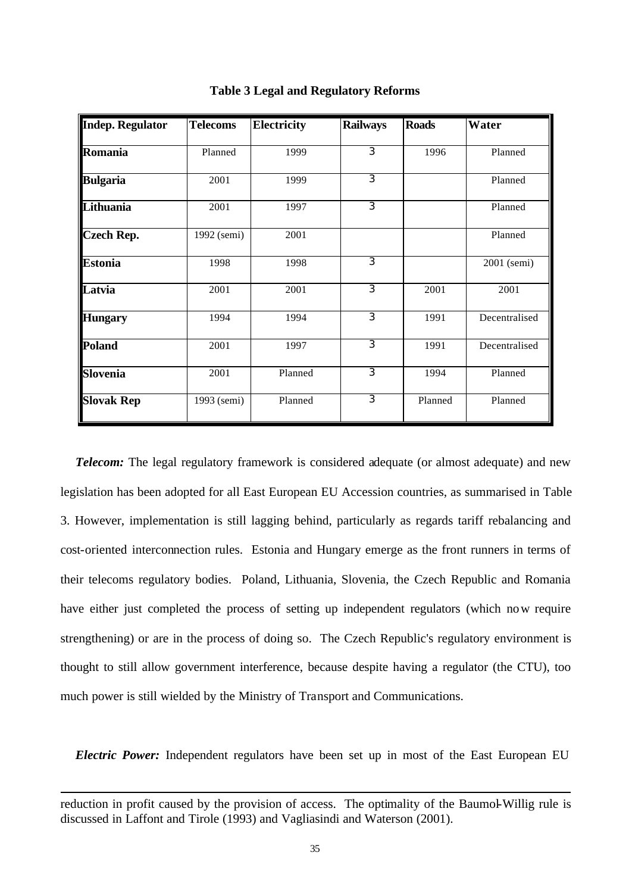**Table 3 Legal and Regulatory Reforms**

| Indep. Regulator | Telecoms | Electricity | Railways | Roads | Water |
|---|---|---|---|---|---|
| **Romania** | Planned | 1999 | 3 | 1996 | Planned |
| **Bulgaria** | 2001 | 1999 | 3 | | Planned |
| **Lithuania** | 2001 | 1997 | 3 | | Planned |
| **Czech Rep.** | 1992 (semi) | 2001 | | | Planned |
| **Estonia** | 1998 | 1998 | 3 | | 2001 (semi) |
| **Latvia** | 2001 | 2001 | 3 | 2001 | 2001 |
| **Hungary** | 1994 | 1994 | 3 | 1991 | Decentralised |
| **Poland** | 2001 | 1997 | 3 | 1991 | Decentralised |
| **Slovenia** | 2001 | Planned | 3 | 1994 | Planned |
| **Slovak Rep** | 1993 (semi) | Planned | 3 | Planned | Planned |

***Telecom:*** The legal regulatory framework is considered adequate (or almost adequate) and new legislation has been adopted for all East European EU Accession countries, as summarised in Table 3. However, implementation is still lagging behind, particularly as regards tariff rebalancing and cost-oriented interconnection rules. Estonia and Hungary emerge as the front runners in terms of their telecoms regulatory bodies. Poland, Lithuania, Slovenia, the Czech Republic and Romania have either just completed the process of setting up independent regulators (which now require strengthening) or are in the process of doing so. The Czech Republic's regulatory environment is thought to still allow government interference, because despite having a regulator (the CTU), too much power is still wielded by the Ministry of Transport and Communications.

***Electric Power:*** Independent regulators have been set up in most of the East European EU

---

reduction in profit caused by the provision of access. The optimality of the Baumol-Willig rule is discussed in Laffont and Tirole (1993) and Vagliasindi and Waterson (2001).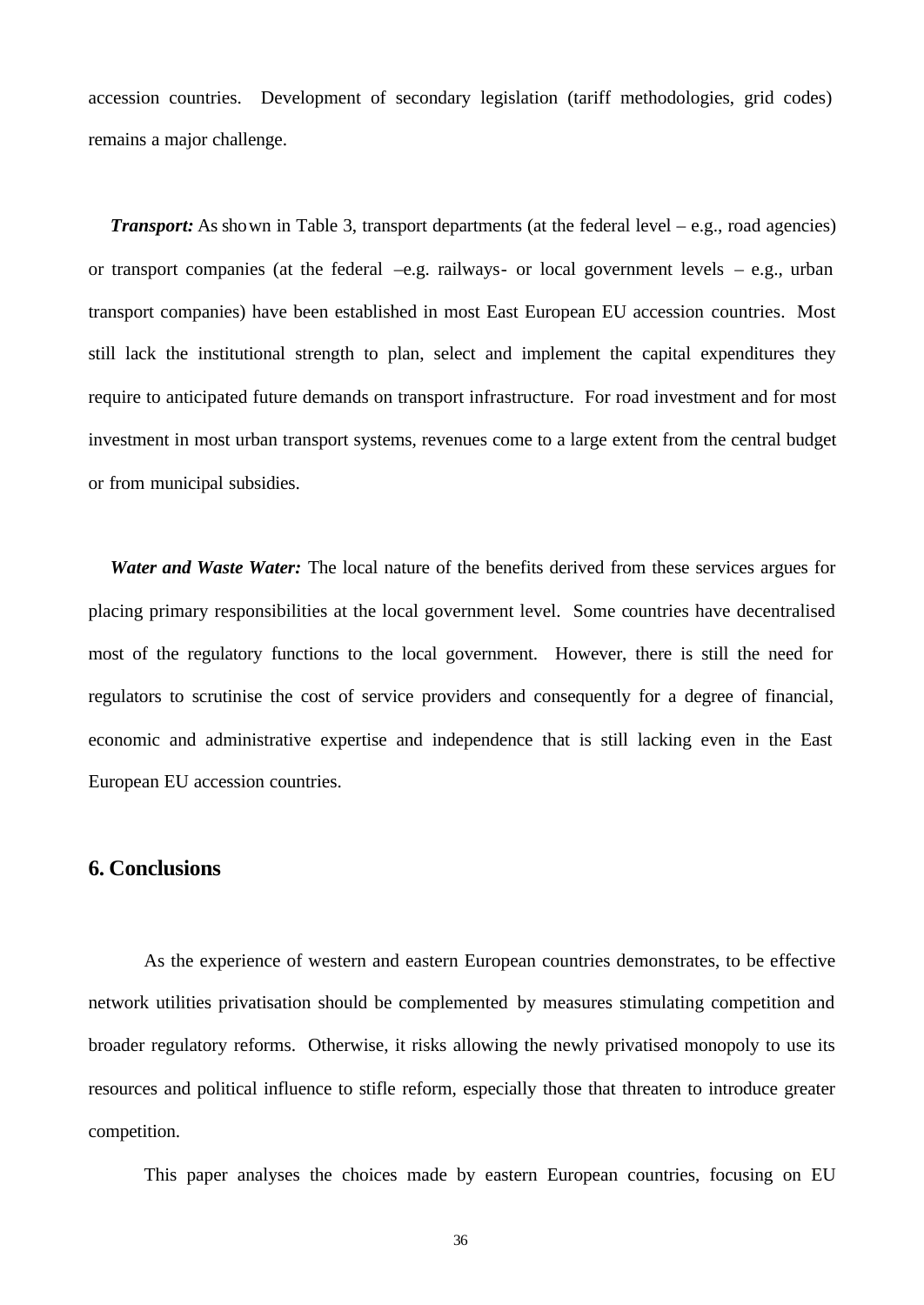accession countries. Development of secondary legislation (tariff methodologies, grid codes) remains a major challenge.

***Transport:*** As shown in Table 3, transport departments (at the federal level – e.g., road agencies) or transport companies (at the federal –e.g. railways- or local government levels – e.g., urban transport companies) have been established in most East European EU accession countries. Most still lack the institutional strength to plan, select and implement the capital expenditures they require to anticipated future demands on transport infrastructure. For road investment and for most investment in most urban transport systems, revenues come to a large extent from the central budget or from municipal subsidies.

***Water and Waste Water:*** The local nature of the benefits derived from these services argues for placing primary responsibilities at the local government level. Some countries have decentralised most of the regulatory functions to the local government. However, there is still the need for regulators to scrutinise the cost of service providers and consequently for a degree of financial, economic and administrative expertise and independence that is still lacking even in the East European EU accession countries.

## 6. Conclusions

As the experience of western and eastern European countries demonstrates, to be effective network utilities privatisation should be complemented by measures stimulating competition and broader regulatory reforms. Otherwise, it risks allowing the newly privatised monopoly to use its resources and political influence to stifle reform, especially those that threaten to introduce greater competition.

This paper analyses the choices made by eastern European countries, focusing on EU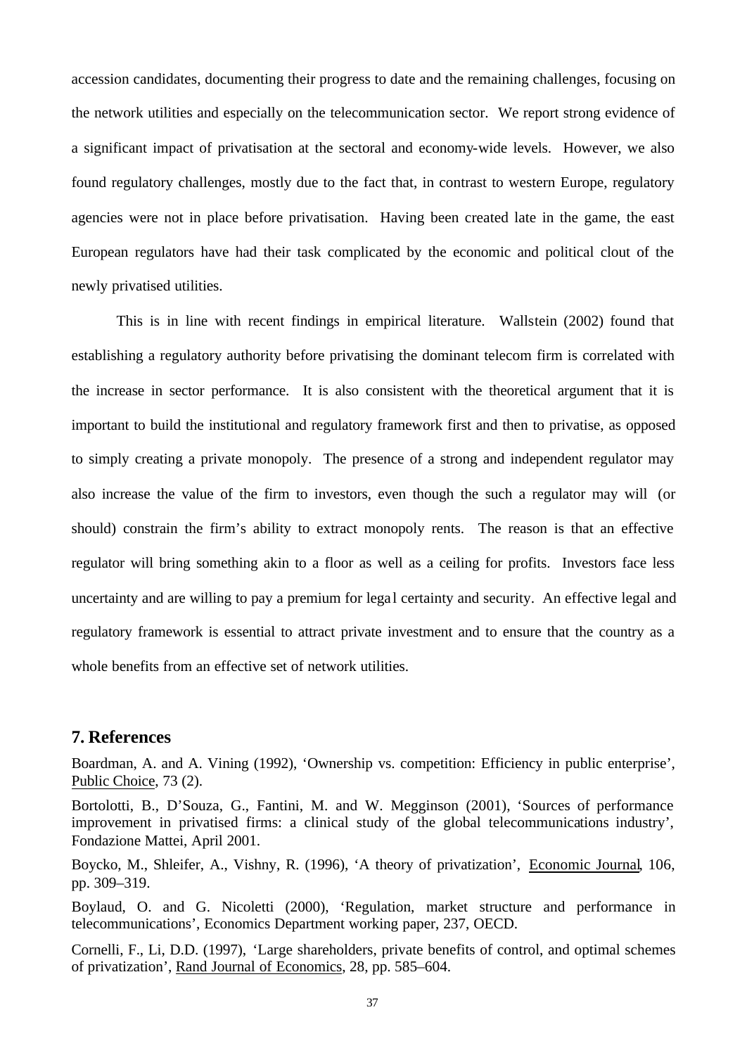accession candidates, documenting their progress to date and the remaining challenges, focusing on the network utilities and especially on the telecommunication sector. We report strong evidence of a significant impact of privatisation at the sectoral and economy-wide levels. However, we also found regulatory challenges, mostly due to the fact that, in contrast to western Europe, regulatory agencies were not in place before privatisation. Having been created late in the game, the east European regulators have had their task complicated by the economic and political clout of the newly privatised utilities.

This is in line with recent findings in empirical literature. Wallstein (2002) found that establishing a regulatory authority before privatising the dominant telecom firm is correlated with the increase in sector performance. It is also consistent with the theoretical argument that it is important to build the institutional and regulatory framework first and then to privatise, as opposed to simply creating a private monopoly. The presence of a strong and independent regulator may also increase the value of the firm to investors, even though the such a regulator may will (or should) constrain the firm's ability to extract monopoly rents. The reason is that an effective regulator will bring something akin to a floor as well as a ceiling for profits. Investors face less uncertainty and are willing to pay a premium for legal certainty and security. An effective legal and regulatory framework is essential to attract private investment and to ensure that the country as a whole benefits from an effective set of network utilities.

## 7. References

Boardman, A. and A. Vining (1992), 'Ownership vs. competition: Efficiency in public enterprise', Public Choice, 73 (2).

Bortolotti, B., D'Souza, G., Fantini, M. and W. Megginson (2001), 'Sources of performance improvement in privatised firms: a clinical study of the global telecommunications industry', Fondazione Mattei, April 2001.

Boycko, M., Shleifer, A., Vishny, R. (1996), 'A theory of privatization', Economic Journal, 106, pp. 309–319.

Boylaud, O. and G. Nicoletti (2000), 'Regulation, market structure and performance in telecommunications', Economics Department working paper, 237, OECD.

Cornelli, F., Li, D.D. (1997), 'Large shareholders, private benefits of control, and optimal schemes of privatization', Rand Journal of Economics, 28, pp. 585–604.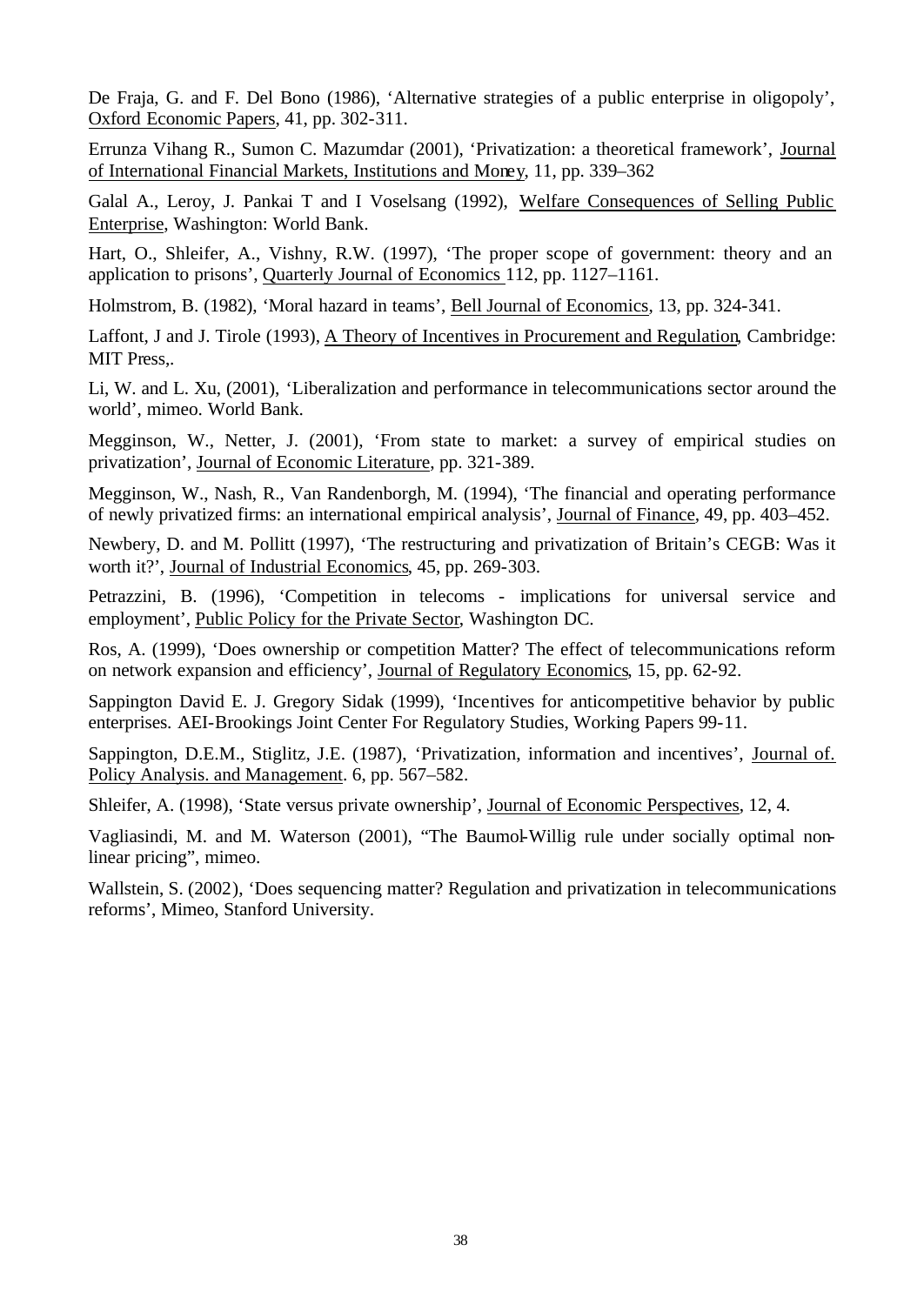De Fraja, G. and F. Del Bono (1986), 'Alternative strategies of a public enterprise in oligopoly', Oxford Economic Papers, 41, pp. 302-311.

Errunza Vihang R., Sumon C. Mazumdar (2001), 'Privatization: a theoretical framework', Journal of International Financial Markets, Institutions and Money, 11, pp. 339–362

Galal A., Leroy, J. Pankai T and I Voselsang (1992), Welfare Consequences of Selling Public Enterprise, Washington: World Bank.

Hart, O., Shleifer, A., Vishny, R.W. (1997), 'The proper scope of government: theory and an application to prisons', Quarterly Journal of Economics 112, pp. 1127–1161.

Holmstrom, B. (1982), 'Moral hazard in teams', Bell Journal of Economics, 13, pp. 324-341.

Laffont, J and J. Tirole (1993), A Theory of Incentives in Procurement and Regulation, Cambridge: MIT Press,.

Li, W. and L. Xu, (2001), 'Liberalization and performance in telecommunications sector around the world', mimeo. World Bank.

Megginson, W., Netter, J. (2001), 'From state to market: a survey of empirical studies on privatization', Journal of Economic Literature, pp. 321-389.

Megginson, W., Nash, R., Van Randenborgh, M. (1994), 'The financial and operating performance of newly privatized firms: an international empirical analysis', Journal of Finance, 49, pp. 403–452.

Newbery, D. and M. Pollitt (1997), 'The restructuring and privatization of Britain's CEGB: Was it worth it?', Journal of Industrial Economics, 45, pp. 269-303.

Petrazzini, B. (1996), 'Competition in telecoms - implications for universal service and employment', Public Policy for the Private Sector, Washington DC.

Ros, A. (1999), 'Does ownership or competition Matter? The effect of telecommunications reform on network expansion and efficiency', Journal of Regulatory Economics, 15, pp. 62-92.

Sappington David E. J. Gregory Sidak (1999), 'Incentives for anticompetitive behavior by public enterprises. AEI-Brookings Joint Center For Regulatory Studies, Working Papers 99-11.

Sappington, D.E.M., Stiglitz, J.E. (1987), 'Privatization, information and incentives', Journal of. Policy Analysis. and Management. 6, pp. 567–582.

Shleifer, A. (1998), 'State versus private ownership', Journal of Economic Perspectives, 12, 4.

Vagliasindi, M. and M. Waterson (2001), "The Baumol-Willig rule under socially optimal non-linear pricing", mimeo.

Wallstein, S. (2002), 'Does sequencing matter? Regulation and privatization in telecommunications reforms', Mimeo, Stanford University.